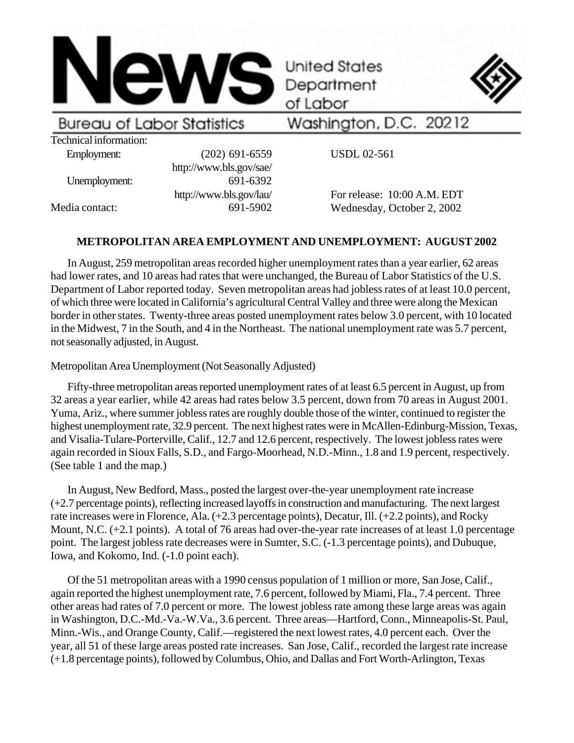# News

United States Department of Labor

Bureau of Labor Statistics — Washington, D.C. 20212

| Technical information: | | |
|---|---|---|
| Employment: | (202) 691-6559 | USDL 02-561 |
| | http://www.bls.gov/sae/ | |
| Unemployment: | 691-6392 | |
| | http://www.bls.gov/lau/ | For release: 10:00 A.M. EDT |
| Media contact: | 691-5902 | Wednesday, October 2, 2002 |

## METROPOLITAN AREA EMPLOYMENT AND UNEMPLOYMENT: AUGUST 2002

In August, 259 metropolitan areas recorded higher unemployment rates than a year earlier, 62 areas had lower rates, and 10 areas had rates that were unchanged, the Bureau of Labor Statistics of the U.S. Department of Labor reported today. Seven metropolitan areas had jobless rates of at least 10.0 percent, of which three were located in California's agricultural Central Valley and three were along the Mexican border in other states. Twenty-three areas posted unemployment rates below 3.0 percent, with 10 located in the Midwest, 7 in the South, and 4 in the Northeast. The national unemployment rate was 5.7 percent, not seasonally adjusted, in August.

### Metropolitan Area Unemployment (Not Seasonally Adjusted)

Fifty-three metropolitan areas reported unemployment rates of at least 6.5 percent in August, up from 32 areas a year earlier, while 42 areas had rates below 3.5 percent, down from 70 areas in August 2001. Yuma, Ariz., where summer jobless rates are roughly double those of the winter, continued to register the highest unemployment rate, 32.9 percent. The next highest rates were in McAllen-Edinburg-Mission, Texas, and Visalia-Tulare-Porterville, Calif., 12.7 and 12.6 percent, respectively. The lowest jobless rates were again recorded in Sioux Falls, S.D., and Fargo-Moorhead, N.D.-Minn., 1.8 and 1.9 percent, respectively. (See table 1 and the map.)

In August, New Bedford, Mass., posted the largest over-the-year unemployment rate increase (+2.7 percentage points), reflecting increased layoffs in construction and manufacturing. The next largest rate increases were in Florence, Ala. (+2.3 percentage points), Decatur, Ill. (+2.2 points), and Rocky Mount, N.C. (+2.1 points). A total of 76 areas had over-the-year rate increases of at least 1.0 percentage point. The largest jobless rate decreases were in Sumter, S.C. (-1.3 percentage points), and Dubuque, Iowa, and Kokomo, Ind. (-1.0 point each).

Of the 51 metropolitan areas with a 1990 census population of 1 million or more, San Jose, Calif., again reported the highest unemployment rate, 7.6 percent, followed by Miami, Fla., 7.4 percent. Three other areas had rates of 7.0 percent or more. The lowest jobless rate among these large areas was again in Washington, D.C.-Md.-Va.-W.Va., 3.6 percent. Three areas—Hartford, Conn., Minneapolis-St. Paul, Minn.-Wis., and Orange County, Calif.—registered the next lowest rates, 4.0 percent each. Over the year, all 51 of these large areas posted rate increases. San Jose, Calif., recorded the largest rate increase (+1.8 percentage points), followed by Columbus, Ohio, and Dallas and Fort Worth-Arlington, Texas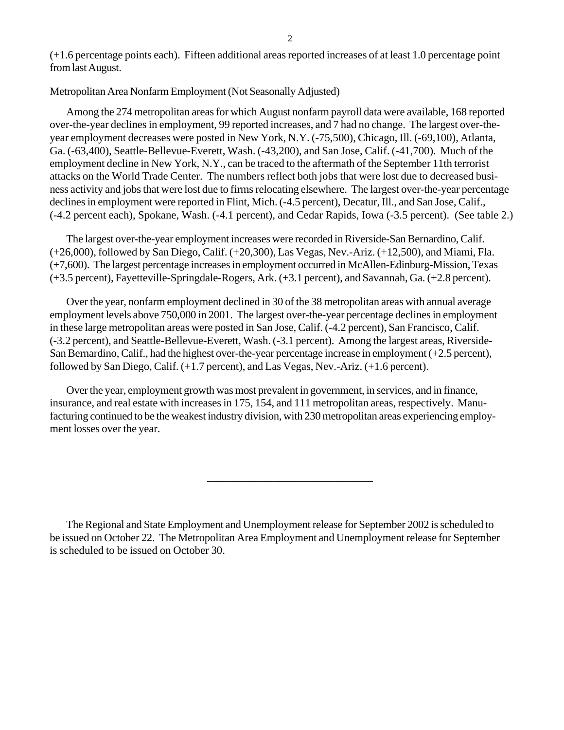(+1.6 percentage points each). Fifteen additional areas reported increases of at least 1.0 percentage point from last August.

Metropolitan Area Nonfarm Employment (Not Seasonally Adjusted)

Among the 274 metropolitan areas for which August nonfarm payroll data were available, 168 reported over-the-year declines in employment, 99 reported increases, and 7 had no change. The largest over-the-year employment decreases were posted in New York, N.Y. (-75,500), Chicago, Ill. (-69,100), Atlanta, Ga. (-63,400), Seattle-Bellevue-Everett, Wash. (-43,200), and San Jose, Calif. (-41,700). Much of the employment decline in New York, N.Y., can be traced to the aftermath of the September 11th terrorist attacks on the World Trade Center. The numbers reflect both jobs that were lost due to decreased business activity and jobs that were lost due to firms relocating elsewhere. The largest over-the-year percentage declines in employment were reported in Flint, Mich. (-4.5 percent), Decatur, Ill., and San Jose, Calif., (-4.2 percent each), Spokane, Wash. (-4.1 percent), and Cedar Rapids, Iowa (-3.5 percent). (See table 2.)

The largest over-the-year employment increases were recorded in Riverside-San Bernardino, Calif. (+26,000), followed by San Diego, Calif. (+20,300), Las Vegas, Nev.-Ariz. (+12,500), and Miami, Fla. (+7,600). The largest percentage increases in employment occurred in McAllen-Edinburg-Mission, Texas (+3.5 percent), Fayetteville-Springdale-Rogers, Ark. (+3.1 percent), and Savannah, Ga. (+2.8 percent).

Over the year, nonfarm employment declined in 30 of the 38 metropolitan areas with annual average employment levels above 750,000 in 2001. The largest over-the-year percentage declines in employment in these large metropolitan areas were posted in San Jose, Calif. (-4.2 percent), San Francisco, Calif. (-3.2 percent), and Seattle-Bellevue-Everett, Wash. (-3.1 percent). Among the largest areas, Riverside-San Bernardino, Calif., had the highest over-the-year percentage increase in employment (+2.5 percent), followed by San Diego, Calif. (+1.7 percent), and Las Vegas, Nev.-Ariz. (+1.6 percent).

Over the year, employment growth was most prevalent in government, in services, and in finance, insurance, and real estate with increases in 175, 154, and 111 metropolitan areas, respectively. Manufacturing continued to be the weakest industry division, with 230 metropolitan areas experiencing employment losses over the year.

---

The Regional and State Employment and Unemployment release for September 2002 is scheduled to be issued on October 22. The Metropolitan Area Employment and Unemployment release for September is scheduled to be issued on October 30.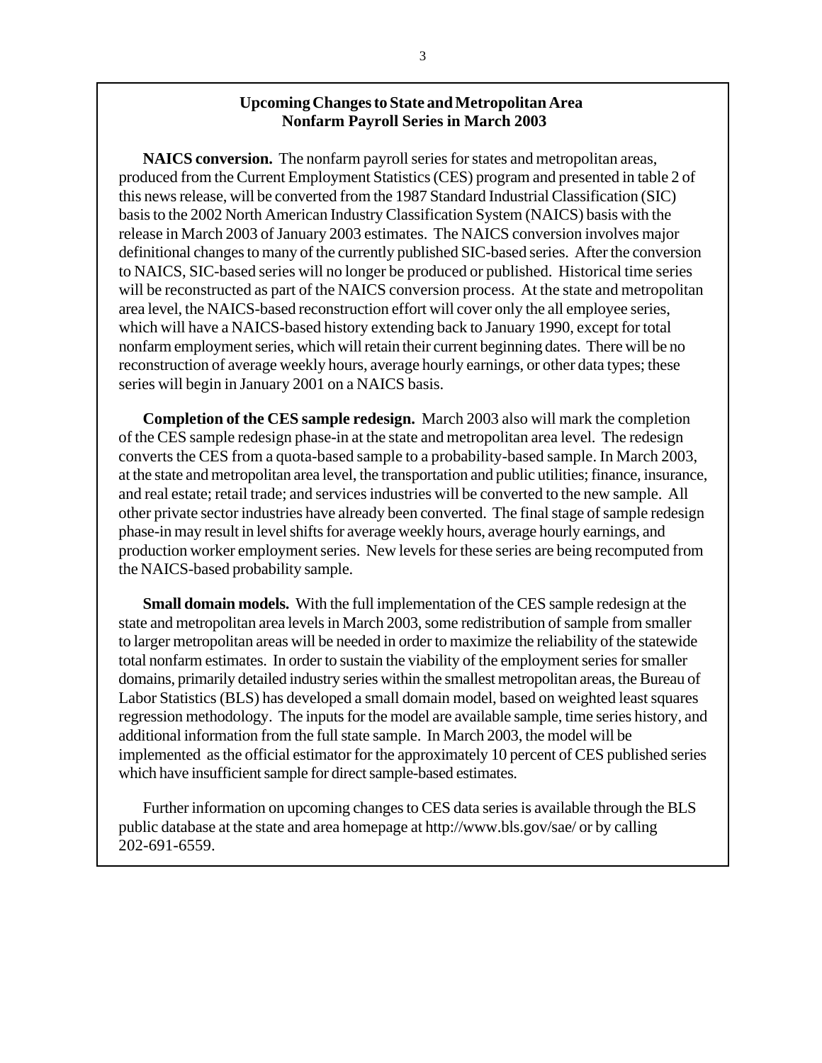## Upcoming Changes to State and Metropolitan Area Nonfarm Payroll Series in March 2003

**NAICS conversion.** The nonfarm payroll series for states and metropolitan areas, produced from the Current Employment Statistics (CES) program and presented in table 2 of this news release, will be converted from the 1987 Standard Industrial Classification (SIC) basis to the 2002 North American Industry Classification System (NAICS) basis with the release in March 2003 of January 2003 estimates. The NAICS conversion involves major definitional changes to many of the currently published SIC-based series. After the conversion to NAICS, SIC-based series will no longer be produced or published. Historical time series will be reconstructed as part of the NAICS conversion process. At the state and metropolitan area level, the NAICS-based reconstruction effort will cover only the all employee series, which will have a NAICS-based history extending back to January 1990, except for total nonfarm employment series, which will retain their current beginning dates. There will be no reconstruction of average weekly hours, average hourly earnings, or other data types; these series will begin in January 2001 on a NAICS basis.

**Completion of the CES sample redesign.** March 2003 also will mark the completion of the CES sample redesign phase-in at the state and metropolitan area level. The redesign converts the CES from a quota-based sample to a probability-based sample. In March 2003, at the state and metropolitan area level, the transportation and public utilities; finance, insurance, and real estate; retail trade; and services industries will be converted to the new sample. All other private sector industries have already been converted. The final stage of sample redesign phase-in may result in level shifts for average weekly hours, average hourly earnings, and production worker employment series. New levels for these series are being recomputed from the NAICS-based probability sample.

**Small domain models.** With the full implementation of the CES sample redesign at the state and metropolitan area levels in March 2003, some redistribution of sample from smaller to larger metropolitan areas will be needed in order to maximize the reliability of the statewide total nonfarm estimates. In order to sustain the viability of the employment series for smaller domains, primarily detailed industry series within the smallest metropolitan areas, the Bureau of Labor Statistics (BLS) has developed a small domain model, based on weighted least squares regression methodology. The inputs for the model are available sample, time series history, and additional information from the full state sample. In March 2003, the model will be implemented as the official estimator for the approximately 10 percent of CES published series which have insufficient sample for direct sample-based estimates.

Further information on upcoming changes to CES data series is available through the BLS public database at the state and area homepage at http://www.bls.gov/sae/ or by calling 202-691-6559.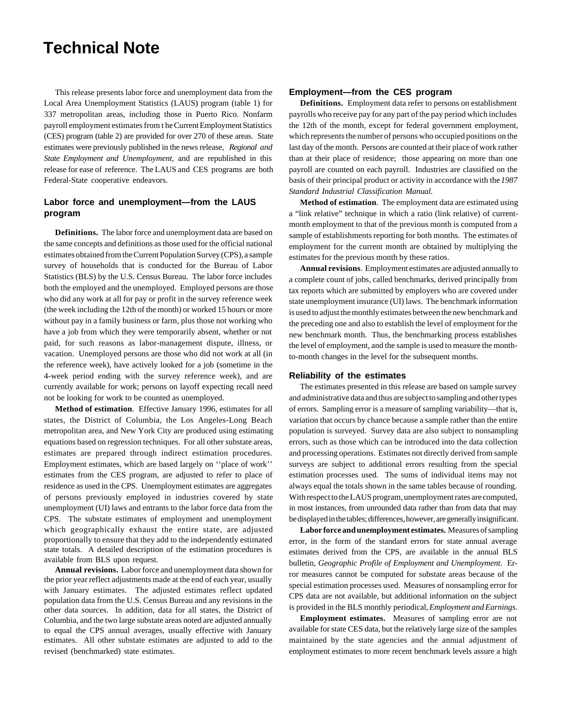# Technical Note

This release presents labor force and unemployment data from the Local Area Unemployment Statistics (LAUS) program (table 1) for 337 metropolitan areas, including those in Puerto Rico. Nonfarm payroll employment estimates from the Current Employment Statistics (CES) program (table 2) are provided for over 270 of these areas. State estimates were previously published in the news release, *Regional and State Employment and Unemployment*, and are republished in this release for ease of reference. The LAUS and CES programs are both Federal-State cooperative endeavors.

## Labor force and unemployment—from the LAUS program

**Definitions.** The labor force and unemployment data are based on the same concepts and definitions as those used for the official national estimates obtained from the Current Population Survey (CPS), a sample survey of households that is conducted for the Bureau of Labor Statistics (BLS) by the U.S. Census Bureau. The labor force includes both the employed and the unemployed. Employed persons are those who did any work at all for pay or profit in the survey reference week (the week including the 12th of the month) or worked 15 hours or more without pay in a family business or farm, plus those not working who have a job from which they were temporarily absent, whether or not paid, for such reasons as labor-management dispute, illness, or vacation. Unemployed persons are those who did not work at all (in the reference week), have actively looked for a job (sometime in the 4-week period ending with the survey reference week), and are currently available for work; persons on layoff expecting recall need not be looking for work to be counted as unemployed.

**Method of estimation**. Effective January 1996, estimates for all states, the District of Columbia, the Los Angeles-Long Beach metropolitan area, and New York City are produced using estimating equations based on regression techniques. For all other substate areas, estimates are prepared through indirect estimation procedures. Employment estimates, which are based largely on ''place of work'' estimates from the CES program, are adjusted to refer to place of residence as used in the CPS. Unemployment estimates are aggregates of persons previously employed in industries covered by state unemployment (UI) laws and entrants to the labor force data from the CPS. The substate estimates of employment and unemployment which geographically exhaust the entire state, are adjusted proportionally to ensure that they add to the independently estimated state totals. A detailed description of the estimation procedures is available from BLS upon request.

**Annual revisions.** Labor force and unemployment data shown for the prior year reflect adjustments made at the end of each year, usually with January estimates. The adjusted estimates reflect updated population data from the U.S. Census Bureau and any revisions in the other data sources. In addition, data for all states, the District of Columbia, and the two large substate areas noted are adjusted annually to equal the CPS annual averages, usually effective with January estimates. All other substate estimates are adjusted to add to the revised (benchmarked) state estimates.

## Employment—from the CES program

**Definitions.** Employment data refer to persons on establishment payrolls who receive pay for any part of the pay period which includes the 12th of the month, except for federal government employment, which represents the number of persons who occupied positions on the last day of the month. Persons are counted at their place of work rather than at their place of residence; those appearing on more than one payroll are counted on each payroll. Industries are classified on the basis of their principal product or activity in accordance with the *1987 Standard Industrial Classification Manual.*

**Method of estimation**. The employment data are estimated using a "link relative" technique in which a ratio (link relative) of current-month employment to that of the previous month is computed from a sample of establishments reporting for both months. The estimates of employment for the current month are obtained by multiplying the estimates for the previous month by these ratios.

**Annual revisions**. Employment estimates are adjusted annually to a complete count of jobs, called benchmarks, derived principally from tax reports which are submitted by employers who are covered under state unemployment insurance (UI) laws. The benchmark information is used to adjust the monthly estimates between the new benchmark and the preceding one and also to establish the level of employment for the new benchmark month. Thus, the benchmarking process establishes the level of employment, and the sample is used to measure the month-to-month changes in the level for the subsequent months.

## Reliability of the estimates

The estimates presented in this release are based on sample survey and administrative data and thus are subject to sampling and other types of errors. Sampling error is a measure of sampling variability—that is, variation that occurs by chance because a sample rather than the entire population is surveyed. Survey data are also subject to nonsampling errors, such as those which can be introduced into the data collection and processing operations. Estimates not directly derived from sample surveys are subject to additional errors resulting from the special estimation processes used. The sums of individual items may not always equal the totals shown in the same tables because of rounding. With respect to the LAUS program, unemployment rates are computed, in most instances, from unrounded data rather than from data that may be displayed in the tables; differences, however, are generally insignificant.

**Labor force and unemployment estimates.** Measures of sampling error, in the form of the standard errors for state annual average estimates derived from the CPS, are available in the annual BLS bulletin, *Geographic Profile of Employment and Unemployment*. Error measures cannot be computed for substate areas because of the special estimation processes used. Measures of nonsampling error for CPS data are not available, but additional information on the subject is provided in the BLS monthly periodical, *Employment and Earnings*.

**Employment estimates.** Measures of sampling error are not available for state CES data, but the relatively large size of the samples maintained by the state agencies and the annual adjustment of employment estimates to more recent benchmark levels assure a high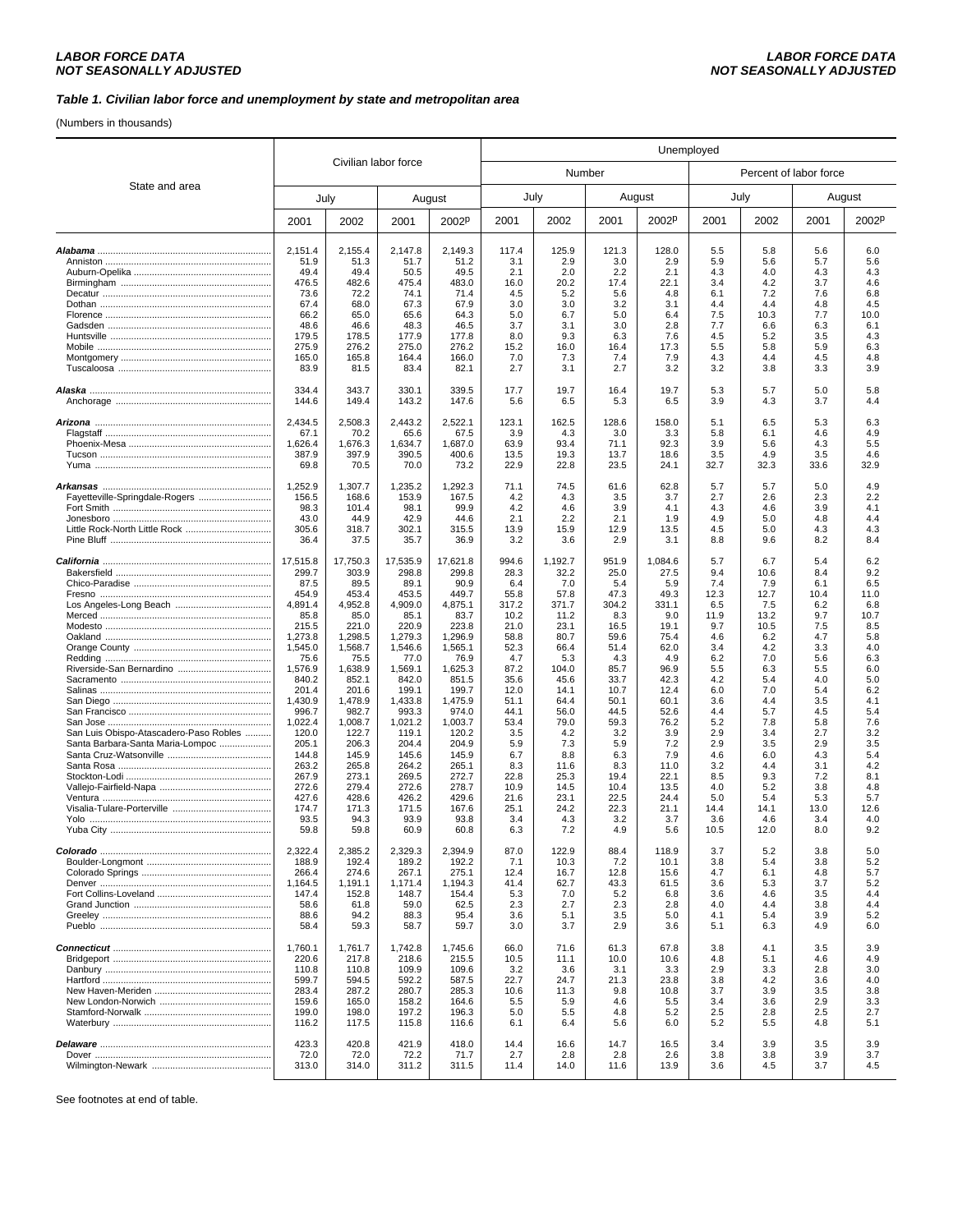### Table 1. Civilian labor force and unemployment by state and metropolitan area

(Numbers in thousands)

| State and area | Civilian labor force | | | | Unemployed | | | | | | | |
|---|---|---|---|---|---|---|---|---|---|---|---|---|
| | | | | | Number | | | | Percent of labor force | | | |
| | July | | August | | July | | August | | July | | August | |
| | 2001 | 2002 | 2001 | 2002p | 2001 | 2002 | 2001 | 2002p | 2001 | 2002 | 2001 | 2002p |
| ***Alabama*** | 2,151.4 | 2,155.4 | 2,147.8 | 2,149.3 | 117.4 | 125.9 | 121.3 | 128.0 | 5.5 | 5.8 | 5.6 | 6.0 |
| Anniston | 51.9 | 51.3 | 51.7 | 51.2 | 3.1 | 2.9 | 3.0 | 2.9 | 5.9 | 5.6 | 5.7 | 5.6 |
| Auburn-Opelika | 49.4 | 49.4 | 50.5 | 49.5 | 2.1 | 2.0 | 2.2 | 2.1 | 4.3 | 4.0 | 4.3 | 4.3 |
| Birmingham | 476.5 | 482.6 | 475.4 | 483.0 | 16.0 | 20.2 | 17.4 | 22.1 | 3.4 | 4.2 | 3.7 | 4.6 |
| Decatur | 73.6 | 72.2 | 74.1 | 71.4 | 4.5 | 5.2 | 5.6 | 4.8 | 6.1 | 7.2 | 7.6 | 6.8 |
| Dothan | 67.4 | 68.0 | 67.3 | 67.9 | 3.0 | 3.0 | 3.2 | 3.1 | 4.4 | 4.4 | 4.8 | 4.5 |
| Florence | 66.2 | 65.0 | 65.6 | 64.3 | 5.0 | 6.7 | 5.0 | 6.4 | 7.5 | 10.3 | 7.7 | 10.0 |
| Gadsden | 48.6 | 46.6 | 48.3 | 46.5 | 3.7 | 3.1 | 3.0 | 2.8 | 7.7 | 6.6 | 6.3 | 6.1 |
| Huntsville | 179.5 | 178.5 | 177.9 | 177.8 | 8.0 | 9.3 | 6.3 | 7.6 | 4.5 | 5.2 | 3.5 | 4.3 |
| Mobile | 275.9 | 276.2 | 275.0 | 276.2 | 15.2 | 16.0 | 16.4 | 17.3 | 5.5 | 5.8 | 5.9 | 6.3 |
| Montgomery | 165.0 | 165.8 | 164.4 | 166.0 | 7.0 | 7.3 | 7.4 | 7.9 | 4.3 | 4.4 | 4.5 | 4.8 |
| Tuscaloosa | 83.9 | 81.5 | 83.4 | 82.1 | 2.7 | 3.1 | 2.7 | 3.2 | 3.2 | 3.8 | 3.3 | 3.9 |
| ***Alaska*** | 334.4 | 343.7 | 330.1 | 339.5 | 17.7 | 19.7 | 16.4 | 19.7 | 5.3 | 5.7 | 5.0 | 5.8 |
| Anchorage | 144.6 | 149.4 | 143.2 | 147.6 | 5.6 | 6.5 | 5.3 | 6.5 | 3.9 | 4.3 | 3.7 | 4.4 |
| ***Arizona*** | 2,434.5 | 2,508.3 | 2,443.2 | 2,522.1 | 123.1 | 162.5 | 128.6 | 158.0 | 5.1 | 6.5 | 5.3 | 6.3 |
| Flagstaff | 67.1 | 70.2 | 65.6 | 67.5 | 3.9 | 4.3 | 3.0 | 3.3 | 5.8 | 6.1 | 4.6 | 4.9 |
| Phoenix-Mesa | 1,626.4 | 1,676.3 | 1,634.7 | 1,687.0 | 63.9 | 93.4 | 71.1 | 92.3 | 3.9 | 5.6 | 4.3 | 5.5 |
| Tucson | 387.9 | 397.9 | 390.5 | 400.6 | 13.5 | 19.3 | 13.7 | 18.6 | 3.5 | 4.9 | 3.5 | 4.6 |
| Yuma | 69.8 | 70.5 | 70.0 | 73.2 | 22.9 | 22.8 | 23.5 | 24.1 | 32.7 | 32.3 | 33.6 | 32.9 |
| ***Arkansas*** | 1,252.9 | 1,307.7 | 1,235.2 | 1,292.3 | 71.1 | 74.5 | 61.6 | 62.8 | 5.7 | 5.7 | 5.0 | 4.9 |
| Fayetteville-Springdale-Rogers | 156.5 | 168.6 | 153.9 | 167.5 | 4.2 | 4.3 | 3.5 | 3.7 | 2.7 | 2.6 | 2.3 | 2.2 |
| Fort Smith | 98.3 | 101.4 | 98.1 | 99.9 | 4.2 | 4.6 | 3.9 | 4.1 | 4.3 | 4.6 | 3.9 | 4.1 |
| Jonesboro | 43.0 | 44.9 | 42.9 | 44.6 | 2.1 | 2.2 | 2.1 | 1.9 | 4.9 | 5.0 | 4.8 | 4.4 |
| Little Rock-North Little Rock | 305.6 | 318.7 | 302.1 | 315.5 | 13.9 | 15.9 | 12.9 | 13.5 | 4.5 | 5.0 | 4.3 | 4.3 |
| Pine Bluff | 36.4 | 37.5 | 35.7 | 36.9 | 3.2 | 3.6 | 2.9 | 3.1 | 8.8 | 9.6 | 8.2 | 8.4 |
| ***California*** | 17,515.8 | 17,750.3 | 17,535.9 | 17,621.8 | 994.6 | 1,192.7 | 951.9 | 1,084.6 | 5.7 | 6.7 | 5.4 | 6.2 |
| Bakersfield | 299.7 | 303.9 | 298.8 | 299.8 | 28.3 | 32.2 | 25.0 | 27.5 | 9.4 | 10.6 | 8.4 | 9.2 |
| Chico-Paradise | 87.5 | 89.5 | 89.1 | 90.9 | 6.4 | 7.0 | 5.4 | 5.9 | 7.4 | 7.9 | 6.1 | 6.5 |
| Fresno | 454.9 | 453.4 | 453.5 | 449.7 | 55.8 | 57.8 | 47.3 | 49.3 | 12.3 | 12.7 | 10.4 | 11.0 |
| Los Angeles-Long Beach | 4,891.4 | 4,952.8 | 4,909.0 | 4,875.1 | 317.2 | 371.7 | 304.2 | 331.1 | 6.5 | 7.5 | 6.2 | 6.8 |
| Merced | 85.8 | 85.0 | 85.1 | 83.7 | 10.2 | 11.2 | 8.3 | 9.0 | 11.9 | 13.2 | 9.7 | 10.7 |
| Modesto | 215.5 | 221.0 | 220.9 | 223.8 | 21.0 | 23.1 | 16.5 | 19.1 | 9.7 | 10.5 | 7.5 | 8.5 |
| Oakland | 1,273.8 | 1,298.5 | 1,279.3 | 1,296.9 | 58.8 | 80.7 | 59.6 | 75.4 | 4.6 | 6.2 | 4.7 | 5.8 |
| Orange County | 1,545.0 | 1,568.7 | 1,546.6 | 1,565.1 | 52.3 | 66.4 | 51.4 | 62.0 | 3.4 | 4.2 | 3.3 | 4.0 |
| Redding | 75.6 | 75.5 | 77.0 | 76.9 | 4.7 | 5.3 | 4.3 | 4.9 | 6.2 | 7.0 | 5.6 | 6.3 |
| Riverside-San Bernardino | 1,576.9 | 1,638.9 | 1,569.1 | 1,625.3 | 87.2 | 104.0 | 85.7 | 96.9 | 5.5 | 6.3 | 5.5 | 6.0 |
| Sacramento | 840.2 | 852.1 | 842.0 | 851.5 | 35.6 | 45.6 | 33.7 | 42.3 | 4.2 | 5.4 | 4.0 | 5.0 |
| Salinas | 201.4 | 201.6 | 199.1 | 199.7 | 12.0 | 14.1 | 10.7 | 12.4 | 6.0 | 7.0 | 5.4 | 6.2 |
| San Diego | 1,430.9 | 1,478.9 | 1,433.8 | 1,475.9 | 51.1 | 64.4 | 50.1 | 60.1 | 3.6 | 4.4 | 3.5 | 4.1 |
| San Francisco | 996.7 | 982.7 | 993.3 | 974.0 | 44.1 | 56.0 | 44.5 | 52.6 | 4.4 | 5.7 | 4.5 | 5.4 |
| San Jose | 1,022.4 | 1,008.7 | 1,021.2 | 1,003.7 | 53.4 | 79.0 | 59.3 | 76.2 | 5.2 | 7.8 | 5.8 | 7.6 |
| San Luis Obispo-Atascadero-Paso Robles | 120.0 | 122.7 | 119.1 | 120.2 | 3.5 | 4.2 | 3.2 | 3.9 | 2.9 | 3.4 | 2.7 | 3.2 |
| Santa Barbara-Santa Maria-Lompoc | 205.1 | 206.3 | 204.4 | 204.9 | 5.9 | 7.3 | 5.9 | 7.2 | 2.9 | 3.5 | 2.9 | 3.5 |
| Santa Cruz-Watsonville | 144.8 | 145.9 | 145.6 | 145.9 | 6.7 | 8.8 | 6.3 | 7.9 | 4.6 | 6.0 | 4.3 | 5.4 |
| Santa Rosa | 263.2 | 265.8 | 264.2 | 265.1 | 8.3 | 11.6 | 8.3 | 11.0 | 3.2 | 4.4 | 3.1 | 4.2 |
| Stockton-Lodi | 267.9 | 273.1 | 269.5 | 272.7 | 22.8 | 25.3 | 19.4 | 22.1 | 8.5 | 9.3 | 7.2 | 8.1 |
| Vallejo-Fairfield-Napa | 272.6 | 279.4 | 272.6 | 278.7 | 10.9 | 14.5 | 10.4 | 13.5 | 4.0 | 5.2 | 3.8 | 4.8 |
| Ventura | 427.6 | 428.6 | 426.2 | 429.6 | 21.6 | 23.1 | 22.5 | 24.4 | 5.0 | 5.4 | 5.3 | 5.7 |
| Visalia-Tulare-Porterville | 174.7 | 171.3 | 171.5 | 167.6 | 25.1 | 24.2 | 22.3 | 21.1 | 14.4 | 14.1 | 13.0 | 12.6 |
| Yolo | 93.5 | 94.3 | 93.9 | 93.8 | 3.4 | 4.3 | 3.2 | 3.7 | 3.6 | 4.6 | 3.4 | 4.0 |
| Yuba City | 59.8 | 59.8 | 60.9 | 60.8 | 6.3 | 7.2 | 4.9 | 5.6 | 10.5 | 12.0 | 8.0 | 9.2 |
| ***Colorado*** | 2,322.4 | 2,385.2 | 2,329.3 | 2,394.9 | 87.0 | 122.9 | 88.4 | 118.9 | 3.7 | 5.2 | 3.8 | 5.0 |
| Boulder-Longmont | 188.9 | 192.4 | 189.2 | 192.2 | 7.1 | 10.3 | 7.2 | 10.1 | 3.8 | 5.4 | 3.8 | 5.2 |
| Colorado Springs | 266.4 | 274.6 | 267.1 | 275.1 | 12.4 | 16.7 | 12.8 | 15.6 | 4.7 | 6.1 | 4.8 | 5.7 |
| Denver | 1,164.5 | 1,191.1 | 1,171.4 | 1,194.3 | 41.4 | 62.7 | 43.3 | 61.5 | 3.6 | 5.3 | 3.7 | 5.2 |
| Fort Collins-Loveland | 147.4 | 152.8 | 148.7 | 154.4 | 5.3 | 7.0 | 5.2 | 6.8 | 3.6 | 4.6 | 3.5 | 4.4 |
| Grand Junction | 58.6 | 61.8 | 59.0 | 62.5 | 2.3 | 2.7 | 2.3 | 2.8 | 4.0 | 4.4 | 3.8 | 4.4 |
| Greeley | 88.6 | 94.2 | 88.3 | 95.4 | 3.6 | 5.1 | 3.5 | 5.0 | 4.1 | 5.4 | 3.9 | 5.2 |
| Pueblo | 58.4 | 59.3 | 58.7 | 59.7 | 3.0 | 3.7 | 2.9 | 3.6 | 5.1 | 6.3 | 4.9 | 6.0 |
| ***Connecticut*** | 1,760.1 | 1,761.7 | 1,742.8 | 1,745.6 | 66.0 | 71.6 | 61.3 | 67.8 | 3.8 | 4.1 | 3.5 | 3.9 |
| Bridgeport | 220.6 | 217.8 | 218.6 | 215.5 | 10.5 | 11.1 | 10.0 | 10.6 | 4.8 | 5.1 | 4.6 | 4.9 |
| Danbury | 110.8 | 110.8 | 109.9 | 109.6 | 3.2 | 3.6 | 3.1 | 3.3 | 2.9 | 3.3 | 2.8 | 3.0 |
| Hartford | 599.7 | 594.5 | 592.2 | 587.5 | 22.7 | 24.7 | 21.3 | 23.8 | 3.8 | 4.2 | 3.6 | 4.0 |
| New Haven-Meriden | 283.4 | 287.2 | 280.7 | 285.3 | 10.6 | 11.3 | 9.8 | 10.8 | 3.7 | 3.9 | 3.5 | 3.8 |
| New London-Norwich | 159.6 | 165.0 | 158.2 | 164.6 | 5.5 | 5.9 | 4.6 | 5.5 | 3.4 | 3.6 | 2.9 | 3.3 |
| Stamford-Norwalk | 199.0 | 198.0 | 197.2 | 196.3 | 5.0 | 5.5 | 4.8 | 5.2 | 2.5 | 2.8 | 2.5 | 2.7 |
| Waterbury | 116.2 | 117.5 | 115.8 | 116.6 | 6.1 | 6.4 | 5.6 | 6.0 | 5.2 | 5.5 | 4.8 | 5.1 |
| ***Delaware*** | 423.3 | 420.8 | 421.9 | 418.0 | 14.4 | 16.6 | 14.7 | 16.5 | 3.4 | 3.9 | 3.5 | 3.9 |
| Dover | 72.0 | 72.0 | 72.2 | 71.7 | 2.7 | 2.8 | 2.8 | 2.6 | 3.8 | 3.8 | 3.9 | 3.7 |
| Wilmington-Newark | 313.0 | 314.0 | 311.2 | 311.5 | 11.4 | 14.0 | 11.6 | 13.9 | 3.6 | 4.5 | 3.7 | 4.5 |

See footnotes at end of table.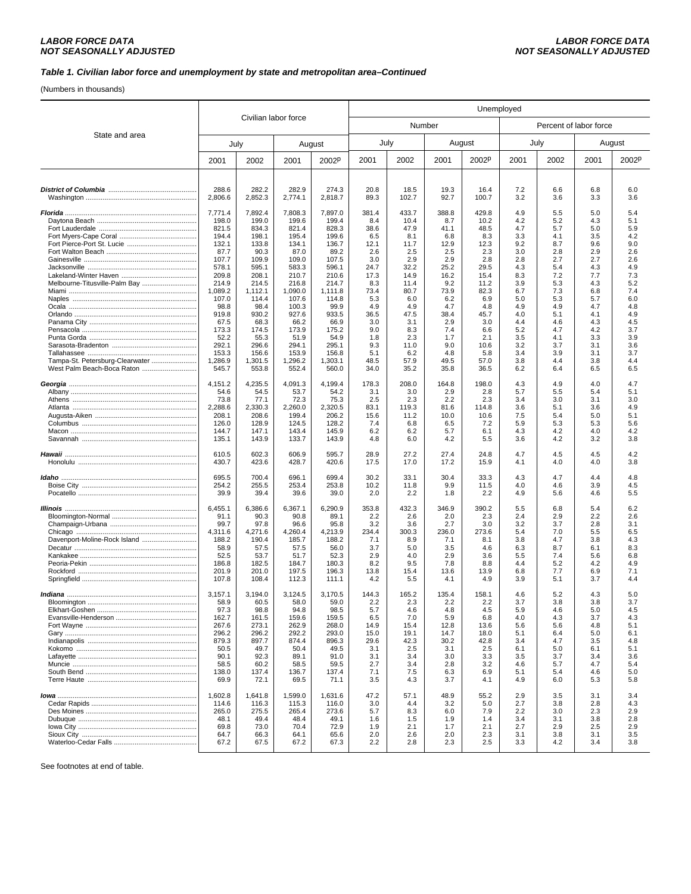### *Table 1. Civilian labor force and unemployment by state and metropolitan area–Continued*

(Numbers in thousands)

| State and area | Civilian labor force | | | | Unemployed | | | | | | | |
|---|---|---|---|---|---|---|---|---|---|---|---|---|
| | | | | | Number | | | | Percent of labor force | | | |
| | July | | August | | July | | August | | July | | August | |
| | 2001 | 2002 | 2001 | 2002p | 2001 | 2002 | 2001 | 2002p | 2001 | 2002 | 2001 | 2002p |
| ***District of Columbia*** | 288.6 | 282.2 | 282.9 | 274.3 | 20.8 | 18.5 | 19.3 | 16.4 | 7.2 | 6.6 | 6.8 | 6.0 |
| Washington | 2,806.6 | 2,852.3 | 2,774.1 | 2,818.7 | 89.3 | 102.7 | 92.7 | 100.7 | 3.2 | 3.6 | 3.3 | 3.6 |
| ***Florida*** | 7,771.4 | 7,892.4 | 7,808.3 | 7,897.0 | 381.4 | 433.7 | 388.8 | 429.8 | 4.9 | 5.5 | 5.0 | 5.4 |
| Daytona Beach | 198.0 | 199.0 | 199.6 | 199.4 | 8.4 | 10.4 | 8.7 | 10.2 | 4.2 | 5.2 | 4.3 | 5.1 |
| Fort Lauderdale | 821.5 | 834.3 | 821.4 | 828.3 | 38.6 | 47.9 | 41.1 | 48.5 | 4.7 | 5.7 | 5.0 | 5.9 |
| Fort Myers-Cape Coral | 194.4 | 198.1 | 195.4 | 199.6 | 6.5 | 8.1 | 6.8 | 8.3 | 3.3 | 4.1 | 3.5 | 4.2 |
| Fort Pierce-Port St. Lucie | 132.1 | 133.8 | 134.1 | 136.7 | 12.1 | 11.7 | 12.9 | 12.3 | 9.2 | 8.7 | 9.6 | 9.0 |
| Fort Walton Beach | 87.7 | 90.3 | 87.0 | 89.2 | 2.6 | 2.5 | 2.5 | 2.3 | 3.0 | 2.8 | 2.9 | 2.6 |
| Gainesville | 107.7 | 109.9 | 109.0 | 107.5 | 3.0 | 2.9 | 2.9 | 2.8 | 2.8 | 2.7 | 2.7 | 2.6 |
| Jacksonville | 578.1 | 595.1 | 583.3 | 596.1 | 24.7 | 32.2 | 25.2 | 29.5 | 4.3 | 5.4 | 4.3 | 4.9 |
| Lakeland-Winter Haven | 209.8 | 208.1 | 210.7 | 210.6 | 17.3 | 14.9 | 16.2 | 15.4 | 8.3 | 7.2 | 7.7 | 7.3 |
| Melbourne-Titusville-Palm Bay | 214.9 | 214.5 | 216.8 | 214.7 | 8.3 | 11.4 | 9.2 | 11.2 | 3.9 | 5.3 | 4.3 | 5.2 |
| Miami | 1,089.2 | 1,112.1 | 1,090.0 | 1,111.8 | 73.4 | 80.7 | 73.9 | 82.3 | 6.7 | 7.3 | 6.8 | 7.4 |
| Naples | 107.0 | 114.4 | 107.6 | 114.8 | 5.3 | 6.0 | 6.2 | 6.9 | 5.0 | 5.3 | 5.7 | 6.0 |
| Ocala | 98.8 | 98.4 | 100.3 | 99.9 | 4.9 | 4.9 | 4.7 | 4.8 | 4.9 | 4.9 | 4.7 | 4.8 |
| Orlando | 919.8 | 930.2 | 927.6 | 933.5 | 36.5 | 47.5 | 38.4 | 45.7 | 4.0 | 5.1 | 4.1 | 4.9 |
| Panama City | 67.5 | 68.3 | 66.2 | 66.9 | 3.0 | 3.1 | 2.9 | 3.0 | 4.4 | 4.6 | 4.3 | 4.5 |
| Pensacola | 173.3 | 174.5 | 173.9 | 175.2 | 9.0 | 8.3 | 7.4 | 6.6 | 5.2 | 4.7 | 4.2 | 3.7 |
| Punta Gorda | 52.2 | 55.3 | 51.9 | 54.9 | 1.8 | 2.3 | 1.7 | 2.1 | 3.5 | 4.1 | 3.3 | 3.9 |
| Sarasota-Bradenton | 292.1 | 296.6 | 294.1 | 295.1 | 9.3 | 11.0 | 9.0 | 10.6 | 3.2 | 3.7 | 3.1 | 3.6 |
| Tallahassee | 153.3 | 156.6 | 153.9 | 156.8 | 5.1 | 6.2 | 4.8 | 5.8 | 3.4 | 3.9 | 3.1 | 3.7 |
| Tampa-St. Petersburg-Clearwater | 1,286.9 | 1,301.5 | 1,296.2 | 1,303.1 | 48.5 | 57.9 | 49.5 | 57.0 | 3.8 | 4.4 | 3.8 | 4.4 |
| West Palm Beach-Boca Raton | 545.7 | 553.8 | 552.4 | 560.0 | 34.0 | 35.2 | 35.8 | 36.5 | 6.2 | 6.4 | 6.5 | 6.5 |
| ***Georgia*** | 4,151.2 | 4,235.5 | 4,091.3 | 4,199.4 | 178.3 | 208.0 | 164.8 | 198.0 | 4.3 | 4.9 | 4.0 | 4.7 |
| Albany | 54.6 | 54.5 | 53.7 | 54.2 | 3.1 | 3.0 | 2.9 | 2.8 | 5.7 | 5.5 | 5.4 | 5.1 |
| Athens | 73.8 | 77.1 | 72.3 | 75.3 | 2.5 | 2.3 | 2.2 | 2.3 | 3.4 | 3.0 | 3.1 | 3.0 |
| Atlanta | 2,288.6 | 2,330.3 | 2,260.0 | 2,320.5 | 83.1 | 119.3 | 81.6 | 114.8 | 3.6 | 5.1 | 3.6 | 4.9 |
| Augusta-Aiken | 208.1 | 208.6 | 199.4 | 206.2 | 15.6 | 11.2 | 10.0 | 10.6 | 7.5 | 5.4 | 5.0 | 5.1 |
| Columbus | 126.0 | 128.9 | 124.5 | 128.2 | 7.4 | 6.8 | 6.5 | 7.2 | 5.9 | 5.3 | 5.3 | 5.6 |
| Macon | 144.7 | 147.1 | 143.4 | 145.9 | 6.2 | 6.2 | 5.7 | 6.1 | 4.3 | 4.2 | 4.0 | 4.2 |
| Savannah | 135.1 | 143.9 | 133.7 | 143.9 | 4.8 | 6.0 | 4.2 | 5.5 | 3.6 | 4.2 | 3.2 | 3.8 |
| ***Hawaii*** | 610.5 | 602.3 | 606.9 | 595.7 | 28.9 | 27.2 | 27.4 | 24.8 | 4.7 | 4.5 | 4.5 | 4.2 |
| Honolulu | 430.7 | 423.6 | 428.7 | 420.6 | 17.5 | 17.0 | 17.2 | 15.9 | 4.1 | 4.0 | 4.0 | 3.8 |
| ***Idaho*** | 695.5 | 700.4 | 696.1 | 699.4 | 30.2 | 33.1 | 30.4 | 33.3 | 4.3 | 4.7 | 4.4 | 4.8 |
| Boise City | 254.2 | 255.5 | 253.4 | 253.8 | 10.2 | 11.8 | 9.9 | 11.5 | 4.0 | 4.6 | 3.9 | 4.5 |
| Pocatello | 39.9 | 39.4 | 39.6 | 39.0 | 2.0 | 2.2 | 1.8 | 2.2 | 4.9 | 5.6 | 4.6 | 5.5 |
| ***Illinois*** | 6,455.1 | 6,386.6 | 6,367.1 | 6,290.9 | 353.8 | 432.3 | 346.9 | 390.2 | 5.5 | 6.8 | 5.4 | 6.2 |
| Bloomington-Normal | 91.1 | 90.3 | 90.8 | 89.1 | 2.2 | 2.6 | 2.0 | 2.3 | 2.4 | 2.9 | 2.2 | 2.6 |
| Champaign-Urbana | 99.7 | 97.8 | 96.6 | 95.8 | 3.2 | 3.6 | 2.7 | 3.0 | 3.2 | 3.7 | 2.8 | 3.1 |
| Chicago | 4,311.6 | 4,271.6 | 4,260.4 | 4,213.9 | 234.4 | 300.3 | 236.0 | 273.6 | 5.4 | 7.0 | 5.5 | 6.5 |
| Davenport-Moline-Rock Island | 188.2 | 190.4 | 185.7 | 188.2 | 7.1 | 8.9 | 7.1 | 8.1 | 3.8 | 4.7 | 3.8 | 4.3 |
| Decatur | 58.9 | 57.5 | 57.5 | 56.0 | 3.7 | 5.0 | 3.5 | 4.6 | 6.3 | 8.7 | 6.1 | 8.3 |
| Kankakee | 52.5 | 53.7 | 51.7 | 52.3 | 2.9 | 4.0 | 2.9 | 3.6 | 5.5 | 7.4 | 5.6 | 6.8 |
| Peoria-Pekin | 186.8 | 182.5 | 184.7 | 180.3 | 8.2 | 9.5 | 7.8 | 8.8 | 4.4 | 5.2 | 4.2 | 4.9 |
| Rockford | 201.9 | 201.0 | 197.5 | 196.3 | 13.8 | 15.4 | 13.6 | 13.9 | 6.8 | 7.7 | 6.9 | 7.1 |
| Springfield | 107.8 | 108.4 | 112.3 | 111.1 | 4.2 | 5.5 | 4.1 | 4.9 | 3.9 | 5.1 | 3.7 | 4.4 |
| ***Indiana*** | 3,157.1 | 3,194.0 | 3,124.5 | 3,170.5 | 144.3 | 165.2 | 135.4 | 158.1 | 4.6 | 5.2 | 4.3 | 5.0 |
| Bloomington | 58.9 | 60.5 | 58.0 | 59.0 | 2.2 | 2.3 | 2.2 | 2.2 | 3.7 | 3.8 | 3.8 | 3.7 |
| Elkhart-Goshen | 97.3 | 98.8 | 94.8 | 98.5 | 5.7 | 4.6 | 4.8 | 4.5 | 5.9 | 4.6 | 5.0 | 4.5 |
| Evansville-Henderson | 162.7 | 161.5 | 159.6 | 159.5 | 6.5 | 7.0 | 5.9 | 6.8 | 4.0 | 4.3 | 3.7 | 4.3 |
| Fort Wayne | 267.6 | 273.1 | 262.9 | 268.0 | 14.9 | 15.4 | 12.8 | 13.6 | 5.6 | 5.6 | 4.8 | 5.1 |
| Gary | 296.2 | 296.2 | 292.2 | 293.0 | 15.0 | 19.1 | 14.7 | 18.0 | 5.1 | 6.4 | 5.0 | 6.1 |
| Indianapolis | 879.3 | 897.7 | 874.4 | 896.3 | 29.6 | 42.3 | 30.2 | 42.8 | 3.4 | 4.7 | 3.5 | 4.8 |
| Kokomo | 50.5 | 49.7 | 50.4 | 49.5 | 3.1 | 2.5 | 3.1 | 2.5 | 6.1 | 5.0 | 6.1 | 5.1 |
| Lafayette | 90.1 | 92.3 | 89.1 | 91.0 | 3.1 | 3.4 | 3.0 | 3.3 | 3.5 | 3.7 | 3.4 | 3.6 |
| Muncie | 58.5 | 60.2 | 58.5 | 59.5 | 2.7 | 3.4 | 2.8 | 3.2 | 4.6 | 5.7 | 4.7 | 5.4 |
| South Bend | 138.0 | 137.4 | 136.7 | 137.4 | 7.1 | 7.5 | 6.3 | 6.9 | 5.1 | 5.4 | 4.6 | 5.0 |
| Terre Haute | 69.9 | 72.1 | 69.5 | 71.1 | 3.5 | 4.3 | 3.7 | 4.1 | 4.9 | 6.0 | 5.3 | 5.8 |
| ***Iowa*** | 1,602.8 | 1,641.8 | 1,599.0 | 1,631.6 | 47.2 | 57.1 | 48.9 | 55.2 | 2.9 | 3.5 | 3.1 | 3.4 |
| Cedar Rapids | 114.6 | 116.3 | 115.3 | 116.0 | 3.0 | 4.4 | 3.2 | 5.0 | 2.7 | 3.8 | 2.8 | 4.3 |
| Des Moines | 265.0 | 275.5 | 265.4 | 273.6 | 5.7 | 8.3 | 6.0 | 7.9 | 2.2 | 3.0 | 2.3 | 2.9 |
| Dubuque | 48.1 | 49.4 | 48.4 | 49.1 | 1.6 | 1.5 | 1.9 | 1.4 | 3.4 | 3.1 | 3.8 | 2.8 |
| Iowa City | 69.8 | 73.0 | 70.4 | 72.9 | 1.9 | 2.1 | 1.7 | 2.1 | 2.7 | 2.9 | 2.5 | 2.9 |
| Sioux City | 64.7 | 66.3 | 64.1 | 65.6 | 2.0 | 2.6 | 2.0 | 2.3 | 3.1 | 3.8 | 3.1 | 3.5 |
| Waterloo-Cedar Falls | 67.2 | 67.5 | 67.2 | 67.3 | 2.2 | 2.8 | 2.3 | 2.5 | 3.3 | 4.2 | 3.4 | 3.8 |

See footnotes at end of table.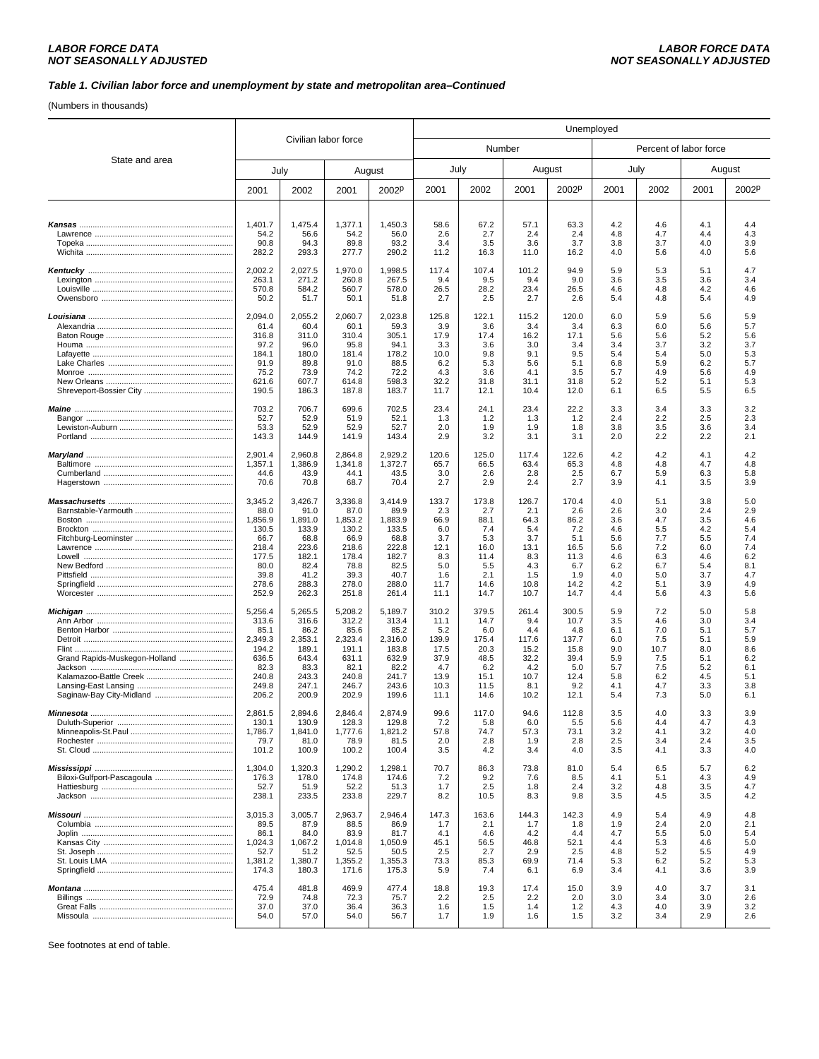### *Table 1. Civilian labor force and unemployment by state and metropolitan area–Continued*

(Numbers in thousands)

| State and area | Civilian labor force | | | | Unemployed | | | | | | | |
|---|---|---|---|---|---|---|---|---|---|---|---|---|
| | | | | | Number | | | | Percent of labor force | | | |
| | July | | August | | July | | August | | July | | August | |
| | 2001 | 2002 | 2001 | 2002p | 2001 | 2002 | 2001 | 2002p | 2001 | 2002 | 2001 | 2002p |
| ***Kansas*** | 1,401.7 | 1,475.4 | 1,377.1 | 1,450.3 | 58.6 | 67.2 | 57.1 | 63.3 | 4.2 | 4.6 | 4.1 | 4.4 |
| Lawrence | 54.2 | 56.6 | 54.2 | 56.0 | 2.6 | 2.7 | 2.4 | 2.4 | 4.8 | 4.7 | 4.4 | 4.3 |
| Topeka | 90.8 | 94.3 | 89.8 | 93.2 | 3.4 | 3.5 | 3.6 | 3.7 | 3.8 | 3.7 | 4.0 | 3.9 |
| Wichita | 282.2 | 293.3 | 277.7 | 290.2 | 11.2 | 16.3 | 11.0 | 16.2 | 4.0 | 5.6 | 4.0 | 5.6 |
| ***Kentucky*** | 2,002.2 | 2,027.5 | 1,970.0 | 1,998.5 | 117.4 | 107.4 | 101.2 | 94.9 | 5.9 | 5.3 | 5.1 | 4.7 |
| Lexington | 263.1 | 271.2 | 260.8 | 267.5 | 9.4 | 9.5 | 9.4 | 9.0 | 3.6 | 3.5 | 3.6 | 3.4 |
| Louisville | 570.8 | 584.2 | 560.7 | 578.0 | 26.5 | 28.2 | 23.4 | 26.5 | 4.6 | 4.8 | 4.2 | 4.6 |
| Owensboro | 50.2 | 51.7 | 50.1 | 51.8 | 2.7 | 2.5 | 2.7 | 2.6 | 5.4 | 4.8 | 5.4 | 4.9 |
| ***Louisiana*** | 2,094.0 | 2,055.2 | 2,060.7 | 2,023.8 | 125.8 | 122.1 | 115.2 | 120.0 | 6.0 | 5.9 | 5.6 | 5.9 |
| Alexandria | 61.4 | 60.4 | 60.1 | 59.3 | 3.9 | 3.6 | 3.4 | 3.4 | 6.3 | 6.0 | 5.6 | 5.7 |
| Baton Rouge | 316.8 | 311.0 | 310.4 | 305.1 | 17.9 | 17.4 | 16.2 | 17.1 | 5.6 | 5.6 | 5.2 | 5.6 |
| Houma | 97.2 | 96.0 | 95.8 | 94.1 | 3.3 | 3.6 | 3.0 | 3.4 | 3.4 | 3.7 | 3.2 | 3.7 |
| Lafayette | 184.1 | 180.0 | 181.4 | 178.2 | 10.0 | 9.8 | 9.1 | 9.5 | 5.4 | 5.4 | 5.0 | 5.3 |
| Lake Charles | 91.9 | 89.8 | 91.0 | 88.5 | 6.2 | 5.3 | 5.6 | 5.1 | 6.8 | 5.9 | 6.2 | 5.7 |
| Monroe | 75.2 | 73.9 | 74.2 | 72.2 | 4.3 | 3.6 | 4.1 | 3.5 | 5.7 | 4.9 | 5.6 | 4.9 |
| New Orleans | 621.6 | 607.7 | 614.8 | 598.3 | 32.2 | 31.8 | 31.1 | 31.8 | 5.2 | 5.2 | 5.1 | 5.3 |
| Shreveport-Bossier City | 190.5 | 186.3 | 187.8 | 183.7 | 11.7 | 12.1 | 10.4 | 12.0 | 6.1 | 6.5 | 5.5 | 6.5 |
| ***Maine*** | 703.2 | 706.7 | 699.6 | 702.5 | 23.4 | 24.1 | 23.4 | 22.2 | 3.3 | 3.4 | 3.3 | 3.2 |
| Bangor | 52.7 | 52.9 | 51.9 | 52.1 | 1.3 | 1.2 | 1.3 | 1.2 | 2.4 | 2.2 | 2.5 | 2.3 |
| Lewiston-Auburn | 53.3 | 52.9 | 52.9 | 52.7 | 2.0 | 1.9 | 1.9 | 1.8 | 3.8 | 3.5 | 3.6 | 3.4 |
| Portland | 143.3 | 144.9 | 141.9 | 143.4 | 2.9 | 3.2 | 3.1 | 3.1 | 2.0 | 2.2 | 2.2 | 2.1 |
| ***Maryland*** | 2,901.4 | 2,960.8 | 2,864.8 | 2,929.2 | 120.6 | 125.0 | 117.4 | 122.6 | 4.2 | 4.2 | 4.1 | 4.2 |
| Baltimore | 1,357.1 | 1,386.9 | 1,341.8 | 1,372.7 | 65.7 | 66.5 | 63.4 | 65.3 | 4.8 | 4.8 | 4.7 | 4.8 |
| Cumberland | 44.6 | 43.9 | 44.1 | 43.5 | 3.0 | 2.6 | 2.8 | 2.5 | 6.7 | 5.9 | 6.3 | 5.8 |
| Hagerstown | 70.6 | 70.8 | 68.7 | 70.4 | 2.7 | 2.9 | 2.4 | 2.7 | 3.9 | 4.1 | 3.5 | 3.9 |
| ***Massachusetts*** | 3,345.2 | 3,426.7 | 3,336.8 | 3,414.9 | 133.7 | 173.8 | 126.7 | 170.4 | 4.0 | 5.1 | 3.8 | 5.0 |
| Barnstable-Yarmouth | 88.0 | 91.0 | 87.0 | 89.9 | 2.3 | 2.7 | 2.1 | 2.6 | 2.6 | 3.0 | 2.4 | 2.9 |
| Boston | 1,856.9 | 1,891.0 | 1,853.2 | 1,883.9 | 66.9 | 88.1 | 64.3 | 86.2 | 3.6 | 4.7 | 3.5 | 4.6 |
| Brockton | 130.5 | 133.9 | 130.2 | 133.5 | 6.0 | 7.4 | 5.4 | 7.2 | 4.6 | 5.5 | 4.2 | 5.4 |
| Fitchburg-Leominster | 66.7 | 68.8 | 66.9 | 68.8 | 3.7 | 5.3 | 3.7 | 5.1 | 5.6 | 7.7 | 5.5 | 7.4 |
| Lawrence | 218.4 | 223.6 | 218.6 | 222.8 | 12.1 | 16.0 | 13.1 | 16.5 | 5.6 | 7.2 | 6.0 | 7.4 |
| Lowell | 177.5 | 182.1 | 178.4 | 182.7 | 8.3 | 11.4 | 8.3 | 11.3 | 4.6 | 6.3 | 4.6 | 6.2 |
| New Bedford | 80.0 | 82.4 | 78.8 | 82.5 | 5.0 | 5.5 | 4.3 | 6.7 | 6.2 | 6.7 | 5.4 | 8.1 |
| Pittsfield | 39.8 | 41.2 | 39.3 | 40.7 | 1.6 | 2.1 | 1.5 | 1.9 | 4.0 | 5.0 | 3.7 | 4.7 |
| Springfield | 278.6 | 288.3 | 278.0 | 288.0 | 11.7 | 14.6 | 10.8 | 14.2 | 4.2 | 5.1 | 3.9 | 4.9 |
| Worcester | 252.9 | 262.3 | 251.8 | 261.4 | 11.1 | 14.7 | 10.7 | 14.7 | 4.4 | 5.6 | 4.3 | 5.6 |
| ***Michigan*** | 5,256.4 | 5,265.5 | 5,208.2 | 5,189.7 | 310.2 | 379.5 | 261.4 | 300.5 | 5.9 | 7.2 | 5.0 | 5.8 |
| Ann Arbor | 313.6 | 316.6 | 312.2 | 313.4 | 11.1 | 14.7 | 9.4 | 10.7 | 3.5 | 4.6 | 3.0 | 3.4 |
| Benton Harbor | 85.1 | 86.2 | 85.6 | 85.2 | 5.2 | 6.0 | 4.4 | 4.8 | 6.1 | 7.0 | 5.1 | 5.7 |
| Detroit | 2,349.3 | 2,353.1 | 2,323.4 | 2,316.0 | 139.9 | 175.4 | 117.6 | 137.7 | 6.0 | 7.5 | 5.1 | 5.9 |
| Flint | 194.2 | 189.1 | 191.1 | 183.8 | 17.5 | 20.3 | 15.2 | 15.8 | 9.0 | 10.7 | 8.0 | 8.6 |
| Grand Rapids-Muskegon-Holland | 636.5 | 643.4 | 631.1 | 632.9 | 37.9 | 48.5 | 32.2 | 39.4 | 5.9 | 7.5 | 5.1 | 6.2 |
| Jackson | 82.3 | 83.3 | 82.1 | 82.2 | 4.7 | 6.2 | 4.2 | 5.0 | 5.7 | 7.5 | 5.2 | 6.1 |
| Kalamazoo-Battle Creek | 240.8 | 243.3 | 240.8 | 241.7 | 13.9 | 15.1 | 10.7 | 12.4 | 5.8 | 6.2 | 4.5 | 5.1 |
| Lansing-East Lansing | 249.8 | 247.1 | 246.7 | 243.6 | 10.3 | 11.5 | 8.1 | 9.2 | 4.1 | 4.7 | 3.3 | 3.8 |
| Saginaw-Bay City-Midland | 206.2 | 200.9 | 202.9 | 199.6 | 11.1 | 14.6 | 10.2 | 12.1 | 5.4 | 7.3 | 5.0 | 6.1 |
| ***Minnesota*** | 2,861.5 | 2,894.6 | 2,846.4 | 2,874.9 | 99.6 | 117.0 | 94.6 | 112.8 | 3.5 | 4.0 | 3.3 | 3.9 |
| Duluth-Superior | 130.1 | 130.9 | 128.3 | 129.8 | 7.2 | 5.8 | 6.0 | 5.5 | 5.6 | 4.4 | 4.7 | 4.3 |
| Minneapolis-St.Paul | 1,786.7 | 1,841.0 | 1,777.6 | 1,821.2 | 57.8 | 74.7 | 57.3 | 73.1 | 3.2 | 4.1 | 3.2 | 4.0 |
| Rochester | 79.7 | 81.0 | 78.9 | 81.5 | 2.0 | 2.8 | 1.9 | 2.8 | 2.5 | 3.4 | 2.4 | 3.5 |
| St. Cloud | 101.2 | 100.9 | 100.2 | 100.4 | 3.5 | 4.2 | 3.4 | 4.0 | 3.5 | 4.1 | 3.3 | 4.0 |
| ***Mississippi*** | 1,304.0 | 1,320.3 | 1,290.2 | 1,298.1 | 70.7 | 86.3 | 73.8 | 81.0 | 5.4 | 6.5 | 5.7 | 6.2 |
| Biloxi-Gulfport-Pascagoula | 176.3 | 178.0 | 174.8 | 174.6 | 7.2 | 9.2 | 7.6 | 8.5 | 4.1 | 5.1 | 4.3 | 4.9 |
| Hattiesburg | 52.7 | 51.9 | 52.2 | 51.3 | 1.7 | 2.5 | 1.8 | 2.4 | 3.2 | 4.8 | 3.5 | 4.7 |
| Jackson | 238.1 | 233.5 | 233.8 | 229.7 | 8.2 | 10.5 | 8.3 | 9.8 | 3.5 | 4.5 | 3.5 | 4.2 |
| ***Missouri*** | 3,015.3 | 3,005.7 | 2,963.7 | 2,946.4 | 147.3 | 163.6 | 144.3 | 142.3 | 4.9 | 5.4 | 4.9 | 4.8 |
| Columbia | 89.5 | 87.9 | 88.5 | 86.9 | 1.7 | 2.1 | 1.7 | 1.8 | 1.9 | 2.4 | 2.0 | 2.1 |
| Joplin | 86.1 | 84.0 | 83.9 | 81.7 | 4.1 | 4.6 | 4.2 | 4.4 | 4.7 | 5.5 | 5.0 | 5.4 |
| Kansas City | 1,024.3 | 1,067.2 | 1,014.8 | 1,050.9 | 45.1 | 56.5 | 46.8 | 52.1 | 4.4 | 5.3 | 4.6 | 5.0 |
| St. Joseph | 52.7 | 51.2 | 52.5 | 50.5 | 2.5 | 2.7 | 2.9 | 2.5 | 4.8 | 5.2 | 5.5 | 4.9 |
| St. Louis LMA | 1,381.2 | 1,380.7 | 1,355.2 | 1,355.3 | 73.3 | 85.3 | 69.9 | 71.4 | 5.3 | 6.2 | 5.2 | 5.3 |
| Springfield | 174.3 | 180.3 | 171.6 | 175.3 | 5.9 | 7.4 | 6.1 | 6.9 | 3.4 | 4.1 | 3.6 | 3.9 |
| ***Montana*** | 475.4 | 481.8 | 469.9 | 477.4 | 18.8 | 19.3 | 17.4 | 15.0 | 3.9 | 4.0 | 3.7 | 3.1 |
| Billings | 72.9 | 74.8 | 72.3 | 75.7 | 2.2 | 2.5 | 2.2 | 2.0 | 3.0 | 3.4 | 3.0 | 2.6 |
| Great Falls | 37.0 | 37.0 | 36.4 | 36.3 | 1.6 | 1.5 | 1.4 | 1.2 | 4.3 | 4.0 | 3.9 | 3.2 |
| Missoula | 54.0 | 57.0 | 54.0 | 56.7 | 1.7 | 1.9 | 1.6 | 1.5 | 3.2 | 3.4 | 2.9 | 2.6 |

See footnotes at end of table.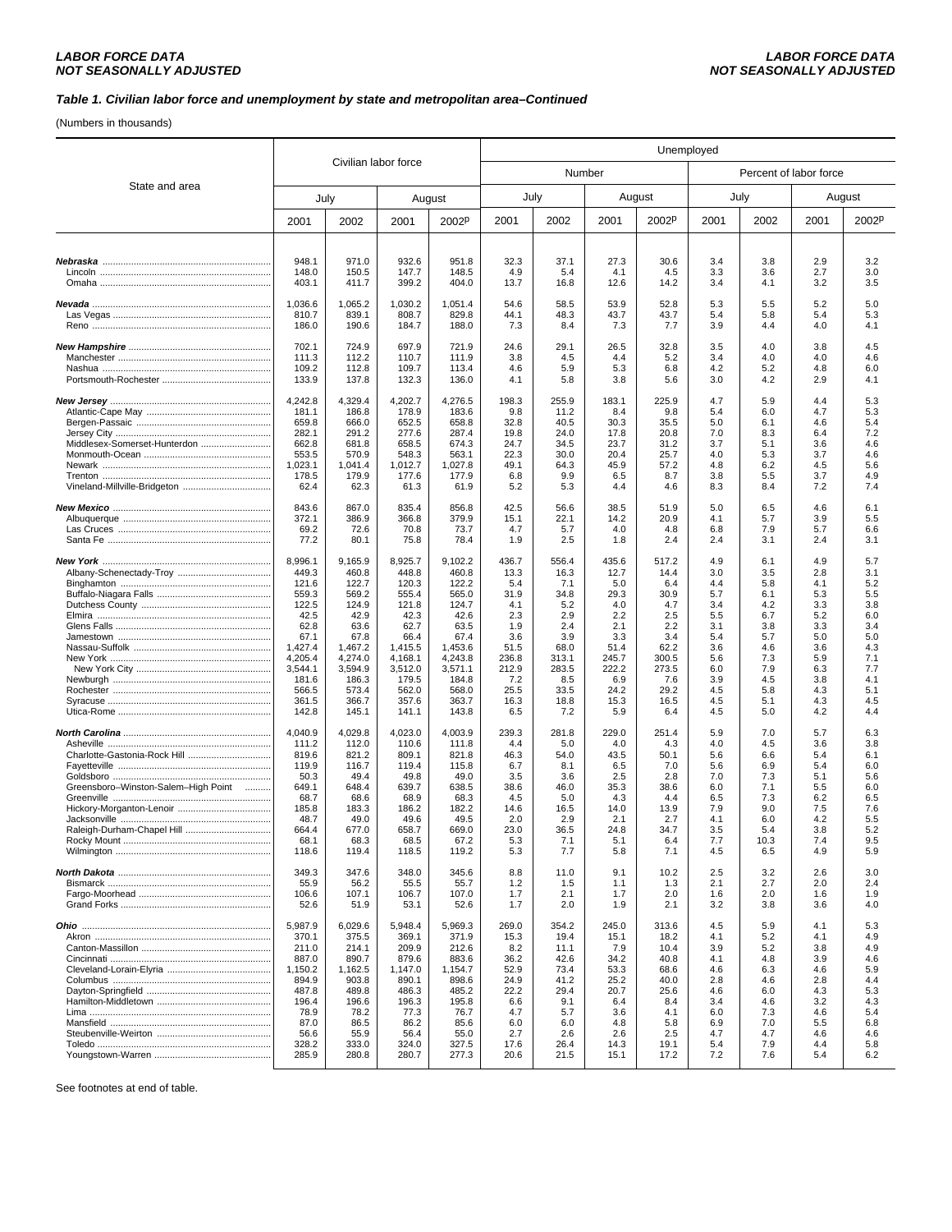### Table 1. Civilian labor force and unemployment by state and metropolitan area–Continued

(Numbers in thousands)

| State and area | Civilian labor force | | | | Unemployed | | | | | | | |
|---|---|---|---|---|---|---|---|---|---|---|---|---|
| | | | | | Number | | | | Percent of labor force | | | |
| | July | | August | | July | | August | | July | | August | |
| | 2001 | 2002 | 2001 | 2002p | 2001 | 2002 | 2001 | 2002p | 2001 | 2002 | 2001 | 2002p |
| ***Nebraska*** | 948.1 | 971.0 | 932.6 | 951.8 | 32.3 | 37.1 | 27.3 | 30.6 | 3.4 | 3.8 | 2.9 | 3.2 |
| Lincoln | 148.0 | 150.5 | 147.7 | 148.5 | 4.9 | 5.4 | 4.1 | 4.5 | 3.3 | 3.6 | 2.7 | 3.0 |
| Omaha | 403.1 | 411.7 | 399.2 | 404.0 | 13.7 | 16.8 | 12.6 | 14.2 | 3.4 | 4.1 | 3.2 | 3.5 |
| ***Nevada*** | 1,036.6 | 1,065.2 | 1,030.2 | 1,051.4 | 54.6 | 58.5 | 53.9 | 52.8 | 5.3 | 5.5 | 5.2 | 5.0 |
| Las Vegas | 810.7 | 839.1 | 808.7 | 829.8 | 44.1 | 48.3 | 43.7 | 43.7 | 5.4 | 5.8 | 5.4 | 5.3 |
| Reno | 186.0 | 190.6 | 184.7 | 188.0 | 7.3 | 8.4 | 7.3 | 7.7 | 3.9 | 4.4 | 4.0 | 4.1 |
| ***New Hampshire*** | 702.1 | 724.9 | 697.9 | 721.9 | 24.6 | 29.1 | 26.5 | 32.8 | 3.5 | 4.0 | 3.8 | 4.5 |
| Manchester | 111.3 | 112.2 | 110.7 | 111.9 | 3.8 | 4.5 | 4.4 | 5.2 | 3.4 | 4.0 | 4.0 | 4.6 |
| Nashua | 109.2 | 112.8 | 109.7 | 113.4 | 4.6 | 5.9 | 5.3 | 6.8 | 4.2 | 5.2 | 4.8 | 6.0 |
| Portsmouth-Rochester | 133.9 | 137.8 | 132.3 | 136.0 | 4.1 | 5.8 | 3.8 | 5.6 | 3.0 | 4.2 | 2.9 | 4.1 |
| ***New Jersey*** | 4,242.8 | 4,329.4 | 4,202.7 | 4,276.5 | 198.3 | 255.9 | 183.1 | 225.9 | 4.7 | 5.9 | 4.4 | 5.3 |
| Atlantic-Cape May | 181.1 | 186.8 | 178.9 | 183.6 | 9.8 | 11.2 | 8.4 | 9.8 | 5.4 | 6.0 | 4.7 | 5.3 |
| Bergen-Passaic | 659.8 | 666.0 | 652.5 | 658.8 | 32.8 | 40.5 | 30.3 | 35.5 | 5.0 | 6.1 | 4.6 | 5.4 |
| Jersey City | 282.1 | 291.2 | 277.6 | 287.4 | 19.8 | 24.0 | 17.8 | 20.8 | 7.0 | 8.3 | 6.4 | 7.2 |
| Middlesex-Somerset-Hunterdon | 662.8 | 681.8 | 658.5 | 674.3 | 24.7 | 34.5 | 23.7 | 31.2 | 3.7 | 5.1 | 3.6 | 4.6 |
| Monmouth-Ocean | 553.5 | 570.9 | 548.3 | 563.1 | 22.3 | 30.0 | 20.4 | 25.7 | 4.0 | 5.3 | 3.7 | 4.6 |
| Newark | 1,023.1 | 1,041.4 | 1,012.7 | 1,027.8 | 49.1 | 64.3 | 45.9 | 57.2 | 4.8 | 6.2 | 4.5 | 5.6 |
| Trenton | 178.5 | 179.9 | 177.6 | 177.9 | 6.8 | 9.9 | 6.5 | 8.7 | 3.8 | 5.5 | 3.7 | 4.9 |
| Vineland-Millville-Bridgeton | 62.4 | 62.3 | 61.3 | 61.9 | 5.2 | 5.3 | 4.4 | 4.6 | 8.3 | 8.4 | 7.2 | 7.4 |
| ***New Mexico*** | 843.6 | 867.0 | 835.4 | 856.8 | 42.5 | 56.6 | 38.5 | 51.9 | 5.0 | 6.5 | 4.6 | 6.1 |
| Albuquerque | 372.1 | 386.9 | 366.8 | 379.9 | 15.1 | 22.1 | 14.2 | 20.9 | 4.1 | 5.7 | 3.9 | 5.5 |
| Las Cruces | 69.2 | 72.6 | 70.8 | 73.7 | 4.7 | 5.7 | 4.0 | 4.8 | 6.8 | 7.9 | 5.7 | 6.6 |
| Santa Fe | 77.2 | 80.1 | 75.8 | 78.4 | 1.9 | 2.5 | 1.8 | 2.4 | 2.4 | 3.1 | 2.4 | 3.1 |
| ***New York*** | 8,996.1 | 9,165.9 | 8,925.7 | 9,102.2 | 436.7 | 556.4 | 435.6 | 517.2 | 4.9 | 6.1 | 4.9 | 5.7 |
| Albany-Schenectady-Troy | 449.3 | 460.8 | 448.8 | 460.8 | 13.3 | 16.3 | 12.7 | 14.4 | 3.0 | 3.5 | 2.8 | 3.1 |
| Binghamton | 121.6 | 122.7 | 120.3 | 122.2 | 5.4 | 7.1 | 5.0 | 6.4 | 4.4 | 5.8 | 4.1 | 5.2 |
| Buffalo-Niagara Falls | 559.3 | 569.2 | 555.4 | 565.0 | 31.9 | 34.8 | 29.3 | 30.9 | 5.7 | 6.1 | 5.3 | 5.5 |
| Dutchess County | 122.5 | 124.9 | 121.8 | 124.7 | 4.1 | 5.2 | 4.0 | 4.7 | 3.4 | 4.2 | 3.3 | 3.8 |
| Elmira | 42.5 | 42.9 | 42.3 | 42.6 | 2.3 | 2.9 | 2.2 | 2.5 | 5.5 | 6.7 | 5.2 | 6.0 |
| Glens Falls | 62.8 | 63.6 | 62.7 | 63.5 | 1.9 | 2.4 | 2.1 | 2.2 | 3.1 | 3.8 | 3.3 | 3.4 |
| Jamestown | 67.1 | 67.8 | 66.4 | 67.4 | 3.6 | 3.9 | 3.3 | 3.4 | 5.4 | 5.7 | 5.0 | 5.0 |
| Nassau-Suffolk | 1,427.4 | 1,467.2 | 1,415.5 | 1,453.6 | 51.5 | 68.0 | 51.4 | 62.2 | 3.6 | 4.6 | 3.6 | 4.3 |
| New York | 4,205.4 | 4,274.0 | 4,168.1 | 4,243.8 | 236.8 | 313.1 | 245.7 | 300.5 | 5.6 | 7.3 | 5.9 | 7.1 |
| New York City | 3,544.1 | 3,594.9 | 3,512.0 | 3,571.1 | 212.9 | 283.5 | 222.2 | 273.5 | 6.0 | 7.9 | 6.3 | 7.7 |
| Newburgh | 181.6 | 186.3 | 179.5 | 184.8 | 7.2 | 8.5 | 6.9 | 7.6 | 3.9 | 4.5 | 3.8 | 4.1 |
| Rochester | 566.5 | 573.4 | 562.0 | 568.0 | 25.5 | 33.5 | 24.2 | 29.2 | 4.5 | 5.8 | 4.3 | 5.1 |
| Syracuse | 361.5 | 366.7 | 357.6 | 363.7 | 16.3 | 18.8 | 15.3 | 16.5 | 4.5 | 5.1 | 4.3 | 4.5 |
| Utica-Rome | 142.8 | 145.1 | 141.1 | 143.8 | 6.5 | 7.2 | 5.9 | 6.4 | 4.5 | 5.0 | 4.2 | 4.4 |
| ***North Carolina*** | 4,040.9 | 4,029.8 | 4,023.0 | 4,003.9 | 239.3 | 281.8 | 229.0 | 251.4 | 5.9 | 7.0 | 5.7 | 6.3 |
| Asheville | 111.2 | 112.0 | 110.6 | 111.8 | 4.4 | 5.0 | 4.0 | 4.3 | 4.0 | 4.5 | 3.6 | 3.8 |
| Charlotte-Gastonia-Rock Hill | 819.6 | 821.2 | 809.1 | 821.8 | 46.3 | 54.0 | 43.5 | 50.1 | 5.6 | 6.6 | 5.4 | 6.1 |
| Fayetteville | 119.9 | 116.7 | 119.4 | 115.8 | 6.7 | 8.1 | 6.5 | 7.0 | 5.6 | 6.9 | 5.4 | 6.0 |
| Goldsboro | 50.3 | 49.4 | 49.8 | 49.0 | 3.5 | 3.6 | 2.5 | 2.8 | 7.0 | 7.3 | 5.1 | 5.6 |
| Greensboro–Winston-Salem–High Point | 649.1 | 648.4 | 639.7 | 638.5 | 38.6 | 46.0 | 35.3 | 38.6 | 6.0 | 7.1 | 5.5 | 6.0 |
| Greenville | 68.7 | 68.6 | 68.9 | 68.3 | 4.5 | 5.0 | 4.3 | 4.4 | 6.5 | 7.3 | 6.2 | 6.5 |
| Hickory-Morganton-Lenoir | 185.8 | 183.3 | 186.2 | 182.2 | 14.6 | 16.5 | 14.0 | 13.9 | 7.9 | 9.0 | 7.5 | 7.6 |
| Jacksonville | 48.7 | 49.0 | 49.6 | 49.5 | 2.0 | 2.9 | 2.1 | 2.7 | 4.1 | 6.0 | 4.2 | 5.5 |
| Raleigh-Durham-Chapel Hill | 664.4 | 677.0 | 658.7 | 669.0 | 23.0 | 36.5 | 24.8 | 34.7 | 3.5 | 5.4 | 3.8 | 5.2 |
| Rocky Mount | 68.1 | 68.3 | 68.5 | 67.2 | 5.3 | 7.1 | 5.1 | 6.4 | 7.7 | 10.3 | 7.4 | 9.5 |
| Wilmington | 118.6 | 119.4 | 118.5 | 119.2 | 5.3 | 7.7 | 5.8 | 7.1 | 4.5 | 6.5 | 4.9 | 5.9 |
| ***North Dakota*** | 349.3 | 347.6 | 348.0 | 345.6 | 8.8 | 11.0 | 9.1 | 10.2 | 2.5 | 3.2 | 2.6 | 3.0 |
| Bismarck | 55.9 | 56.2 | 55.5 | 55.7 | 1.2 | 1.5 | 1.1 | 1.3 | 2.1 | 2.7 | 2.0 | 2.4 |
| Fargo-Moorhead | 106.6 | 107.1 | 106.7 | 107.0 | 1.7 | 2.1 | 1.7 | 2.0 | 1.6 | 2.0 | 1.6 | 1.9 |
| Grand Forks | 52.6 | 51.9 | 53.1 | 52.6 | 1.7 | 2.0 | 1.9 | 2.1 | 3.2 | 3.8 | 3.6 | 4.0 |
| ***Ohio*** | 5,987.9 | 6,029.6 | 5,948.4 | 5,969.3 | 269.0 | 354.2 | 245.0 | 313.6 | 4.5 | 5.9 | 4.1 | 5.3 |
| Akron | 370.1 | 375.5 | 369.1 | 371.9 | 15.3 | 19.4 | 15.1 | 18.2 | 4.1 | 5.2 | 4.1 | 4.9 |
| Canton-Massillon | 211.0 | 214.1 | 209.9 | 212.6 | 8.2 | 11.1 | 7.9 | 10.4 | 3.9 | 5.2 | 3.8 | 4.9 |
| Cincinnati | 887.0 | 890.7 | 879.6 | 883.6 | 36.2 | 42.6 | 34.2 | 40.8 | 4.1 | 4.8 | 3.9 | 4.6 |
| Cleveland-Lorain-Elyria | 1,150.2 | 1,162.5 | 1,147.0 | 1,154.7 | 52.9 | 73.4 | 53.3 | 68.6 | 4.6 | 6.3 | 4.6 | 5.9 |
| Columbus | 894.9 | 903.8 | 890.1 | 898.6 | 24.9 | 41.2 | 25.2 | 40.0 | 2.8 | 4.6 | 2.8 | 4.4 |
| Dayton-Springfield | 487.8 | 489.8 | 486.3 | 485.2 | 22.2 | 29.4 | 20.7 | 25.6 | 4.6 | 6.0 | 4.3 | 5.3 |
| Hamilton-Middletown | 196.4 | 196.6 | 196.3 | 195.8 | 6.6 | 9.1 | 6.4 | 8.4 | 3.4 | 4.6 | 3.2 | 4.3 |
| Lima | 78.9 | 78.2 | 77.3 | 76.7 | 4.7 | 5.7 | 3.6 | 4.1 | 6.0 | 7.3 | 4.6 | 5.4 |
| Mansfield | 87.0 | 86.5 | 86.2 | 85.6 | 6.0 | 6.0 | 4.8 | 5.8 | 6.9 | 7.0 | 5.5 | 6.8 |
| Steubenville-Weirton | 56.6 | 55.9 | 56.4 | 55.0 | 2.7 | 2.6 | 2.6 | 2.5 | 4.7 | 4.7 | 4.6 | 4.6 |
| Toledo | 328.2 | 333.0 | 324.0 | 327.5 | 17.6 | 26.4 | 14.3 | 19.1 | 5.4 | 7.9 | 4.4 | 5.8 |
| Youngstown-Warren | 285.9 | 280.8 | 280.7 | 277.3 | 20.6 | 21.5 | 15.1 | 17.2 | 7.2 | 7.6 | 5.4 | 6.2 |

See footnotes at end of table.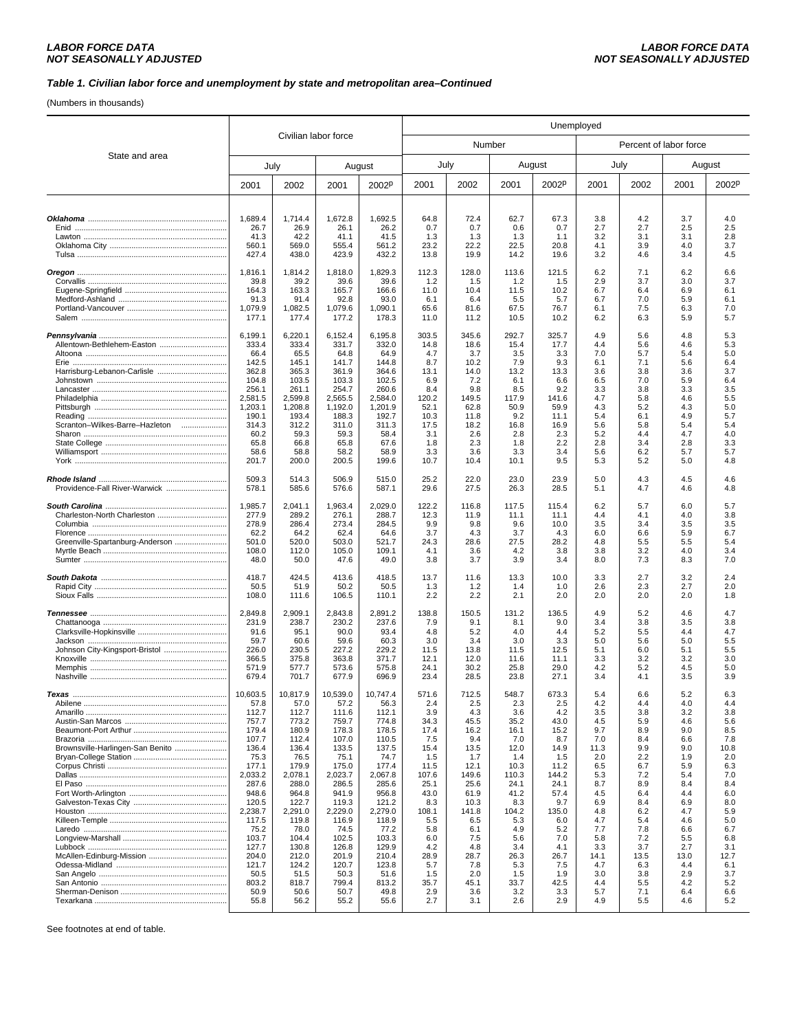### *Table 1. Civilian labor force and unemployment by state and metropolitan area–Continued*

(Numbers in thousands)

| State and area | Civilian labor force | | | | Unemployed | | | | | | | |
|---|---|---|---|---|---|---|---|---|---|---|---|---|
| | | | | | Number | | | | Percent of labor force | | | |
| | July | | August | | July | | August | | July | | August | |
| | 2001 | 2002 | 2001 | 2002p | 2001 | 2002 | 2001 | 2002p | 2001 | 2002 | 2001 | 2002p |
| ***Oklahoma*** | 1,689.4 | 1,714.4 | 1,672.8 | 1,692.5 | 64.8 | 72.4 | 62.7 | 67.3 | 3.8 | 4.2 | 3.7 | 4.0 |
| Enid | 26.7 | 26.9 | 26.1 | 26.2 | 0.7 | 0.7 | 0.6 | 0.7 | 2.7 | 2.7 | 2.5 | 2.5 |
| Lawton | 41.3 | 42.2 | 41.1 | 41.5 | 1.3 | 1.3 | 1.3 | 1.1 | 3.2 | 3.1 | 3.1 | 2.8 |
| Oklahoma City | 560.1 | 569.0 | 555.4 | 561.2 | 23.2 | 22.2 | 22.5 | 20.8 | 4.1 | 3.9 | 4.0 | 3.7 |
| Tulsa | 427.4 | 438.0 | 423.9 | 432.2 | 13.8 | 19.9 | 14.2 | 19.6 | 3.2 | 4.6 | 3.4 | 4.5 |
| ***Oregon*** | 1,816.1 | 1,814.2 | 1,818.0 | 1,829.3 | 112.3 | 128.0 | 113.6 | 121.5 | 6.2 | 7.1 | 6.2 | 6.6 |
| Corvallis | 39.8 | 39.2 | 39.6 | 39.6 | 1.2 | 1.5 | 1.2 | 1.5 | 2.9 | 3.7 | 3.0 | 3.7 |
| Eugene-Springfield | 164.3 | 163.3 | 165.7 | 166.6 | 11.0 | 10.4 | 11.5 | 10.2 | 6.7 | 6.4 | 6.9 | 6.1 |
| Medford-Ashland | 91.3 | 91.4 | 92.8 | 93.0 | 6.1 | 6.4 | 5.5 | 5.7 | 6.7 | 7.0 | 5.9 | 6.1 |
| Portland-Vancouver | 1,079.9 | 1,082.5 | 1,079.6 | 1,090.1 | 65.6 | 81.6 | 67.5 | 76.7 | 6.1 | 7.5 | 6.3 | 7.0 |
| Salem | 177.1 | 177.4 | 177.2 | 178.3 | 11.0 | 11.2 | 10.5 | 10.2 | 6.2 | 6.3 | 5.9 | 5.7 |
| ***Pennsylvania*** | 6,199.1 | 6,220.1 | 6,152.4 | 6,195.8 | 303.5 | 345.6 | 292.7 | 325.7 | 4.9 | 5.6 | 4.8 | 5.3 |
| Allentown-Bethlehem-Easton | 333.4 | 333.4 | 331.7 | 332.0 | 14.8 | 18.6 | 15.4 | 17.7 | 4.4 | 5.6 | 4.6 | 5.3 |
| Altoona | 66.4 | 65.5 | 64.8 | 64.9 | 4.7 | 3.7 | 3.5 | 3.3 | 7.0 | 5.7 | 5.4 | 5.0 |
| Erie | 142.5 | 145.1 | 141.7 | 144.8 | 8.7 | 10.2 | 7.9 | 9.3 | 6.1 | 7.1 | 5.6 | 6.4 |
| Harrisburg-Lebanon-Carlisle | 362.8 | 365.3 | 361.9 | 364.6 | 13.1 | 14.0 | 13.2 | 13.3 | 3.6 | 3.8 | 3.6 | 3.7 |
| Johnstown | 104.8 | 103.5 | 103.3 | 102.5 | 6.9 | 7.2 | 6.1 | 6.6 | 6.5 | 7.0 | 5.9 | 6.4 |
| Lancaster | 256.1 | 261.1 | 254.7 | 260.6 | 8.4 | 9.8 | 8.5 | 9.2 | 3.3 | 3.8 | 3.3 | 3.5 |
| Philadelphia | 2,581.5 | 2,599.8 | 2,565.5 | 2,584.0 | 120.2 | 149.5 | 117.9 | 141.6 | 4.7 | 5.8 | 4.6 | 5.5 |
| Pittsburgh | 1,203.1 | 1,208.8 | 1,192.0 | 1,201.9 | 52.1 | 62.8 | 50.9 | 59.9 | 4.3 | 5.2 | 4.3 | 5.0 |
| Reading | 190.1 | 193.4 | 188.3 | 192.7 | 10.3 | 11.8 | 9.2 | 11.1 | 5.4 | 6.1 | 4.9 | 5.7 |
| Scranton–Wilkes-Barre–Hazleton | 314.3 | 312.2 | 311.0 | 311.3 | 17.5 | 18.2 | 16.8 | 16.9 | 5.6 | 5.8 | 5.4 | 5.4 |
| Sharon | 60.2 | 59.3 | 59.3 | 58.4 | 3.1 | 2.6 | 2.8 | 2.3 | 5.2 | 4.4 | 4.7 | 4.0 |
| State College | 65.8 | 66.8 | 65.8 | 67.6 | 1.8 | 2.3 | 1.8 | 2.2 | 2.8 | 3.4 | 2.8 | 3.3 |
| Williamsport | 58.6 | 58.8 | 58.2 | 58.9 | 3.3 | 3.6 | 3.3 | 3.4 | 5.6 | 6.2 | 5.7 | 5.7 |
| York | 201.7 | 200.0 | 200.5 | 199.6 | 10.7 | 10.4 | 10.1 | 9.5 | 5.3 | 5.2 | 5.0 | 4.8 |
| ***Rhode Island*** | 509.3 | 514.3 | 506.9 | 515.0 | 25.2 | 22.0 | 23.0 | 23.9 | 5.0 | 4.3 | 4.5 | 4.6 |
| Providence-Fall River-Warwick | 578.1 | 585.6 | 576.6 | 587.1 | 29.6 | 27.5 | 26.3 | 28.5 | 5.1 | 4.7 | 4.6 | 4.8 |
| ***South Carolina*** | 1,985.7 | 2,041.1 | 1,963.4 | 2,029.0 | 122.2 | 116.8 | 117.5 | 115.4 | 6.2 | 5.7 | 6.0 | 5.7 |
| Charleston-North Charleston | 277.9 | 289.2 | 276.1 | 288.7 | 12.3 | 11.9 | 11.1 | 11.1 | 4.4 | 4.1 | 4.0 | 3.8 |
| Columbia | 278.9 | 286.4 | 273.4 | 284.5 | 9.9 | 9.8 | 9.6 | 10.0 | 3.5 | 3.4 | 3.5 | 3.5 |
| Florence | 62.2 | 64.2 | 62.4 | 64.6 | 3.7 | 4.3 | 3.7 | 4.3 | 6.0 | 6.6 | 5.9 | 6.7 |
| Greenville-Spartanburg-Anderson | 501.0 | 520.0 | 503.0 | 521.7 | 24.3 | 28.6 | 27.5 | 28.2 | 4.8 | 5.5 | 5.5 | 5.4 |
| Myrtle Beach | 108.0 | 112.0 | 105.0 | 109.1 | 4.1 | 3.6 | 4.2 | 3.8 | 3.8 | 3.2 | 4.0 | 3.4 |
| Sumter | 48.0 | 50.0 | 47.6 | 49.0 | 3.8 | 3.7 | 3.9 | 3.4 | 8.0 | 7.3 | 8.3 | 7.0 |
| ***South Dakota*** | 418.7 | 424.5 | 413.6 | 418.5 | 13.7 | 11.6 | 13.3 | 10.0 | 3.3 | 2.7 | 3.2 | 2.4 |
| Rapid City | 50.5 | 51.9 | 50.2 | 50.5 | 1.3 | 1.2 | 1.4 | 1.0 | 2.6 | 2.3 | 2.7 | 2.0 |
| Sioux Falls | 108.0 | 111.6 | 106.5 | 110.1 | 2.2 | 2.2 | 2.1 | 2.0 | 2.0 | 2.0 | 2.0 | 1.8 |
| ***Tennessee*** | 2,849.8 | 2,909.1 | 2,843.8 | 2,891.2 | 138.8 | 150.5 | 131.2 | 136.5 | 4.9 | 5.2 | 4.6 | 4.7 |
| Chattanooga | 231.9 | 238.7 | 230.2 | 237.6 | 7.9 | 9.1 | 8.1 | 9.0 | 3.4 | 3.8 | 3.5 | 3.8 |
| Clarksville-Hopkinsville | 91.6 | 95.1 | 90.0 | 93.4 | 4.8 | 5.2 | 4.0 | 4.4 | 5.2 | 5.5 | 4.4 | 4.7 |
| Jackson | 59.7 | 60.6 | 59.6 | 60.3 | 3.0 | 3.4 | 3.0 | 3.3 | 5.0 | 5.6 | 5.0 | 5.5 |
| Johnson City-Kingsport-Bristol | 226.0 | 230.5 | 227.2 | 229.2 | 11.5 | 13.8 | 11.5 | 12.5 | 5.1 | 6.0 | 5.1 | 5.5 |
| Knoxville | 366.5 | 375.8 | 363.8 | 371.7 | 12.1 | 12.0 | 11.6 | 11.1 | 3.3 | 3.2 | 3.2 | 3.0 |
| Memphis | 571.9 | 577.7 | 573.6 | 575.8 | 24.1 | 30.2 | 25.8 | 29.0 | 4.2 | 5.2 | 4.5 | 5.0 |
| Nashville | 679.4 | 701.7 | 677.9 | 696.9 | 23.4 | 28.5 | 23.8 | 27.1 | 3.4 | 4.1 | 3.5 | 3.9 |
| ***Texas*** | 10,603.5 | 10,817.9 | 10,539.0 | 10,747.4 | 571.6 | 712.5 | 548.7 | 673.3 | 5.4 | 6.6 | 5.2 | 6.3 |
| Abilene | 57.8 | 57.0 | 57.2 | 56.3 | 2.4 | 2.5 | 2.3 | 2.5 | 4.2 | 4.4 | 4.0 | 4.4 |
| Amarillo | 112.7 | 112.7 | 111.6 | 112.1 | 3.9 | 4.3 | 3.6 | 4.2 | 3.5 | 3.8 | 3.2 | 3.8 |
| Austin-San Marcos | 757.7 | 773.2 | 759.7 | 774.8 | 34.3 | 45.5 | 35.2 | 43.0 | 4.5 | 5.9 | 4.6 | 5.6 |
| Beaumont-Port Arthur | 179.4 | 180.9 | 178.3 | 178.5 | 17.4 | 16.2 | 16.1 | 15.2 | 9.7 | 8.9 | 9.0 | 8.5 |
| Brazoria | 107.7 | 112.4 | 107.0 | 110.5 | 7.5 | 9.4 | 7.0 | 8.7 | 7.0 | 8.4 | 6.6 | 7.8 |
| Brownsville-Harlingen-San Benito | 136.4 | 136.4 | 133.5 | 137.5 | 15.4 | 13.5 | 12.0 | 14.9 | 11.3 | 9.9 | 9.0 | 10.8 |
| Bryan-College Station | 75.3 | 76.5 | 75.1 | 74.7 | 1.5 | 1.7 | 1.4 | 1.5 | 2.0 | 2.2 | 1.9 | 2.0 |
| Corpus Christi | 177.1 | 179.9 | 175.0 | 177.4 | 11.5 | 12.1 | 10.3 | 11.2 | 6.5 | 6.7 | 5.9 | 6.3 |
| Dallas | 2,033.2 | 2,078.1 | 2,023.7 | 2,067.8 | 107.6 | 149.6 | 110.3 | 144.2 | 5.3 | 7.2 | 5.4 | 7.0 |
| El Paso | 287.6 | 288.0 | 286.5 | 285.6 | 25.1 | 25.6 | 24.1 | 24.1 | 8.7 | 8.9 | 8.4 | 8.4 |
| Fort Worth-Arlington | 948.6 | 964.8 | 941.9 | 956.8 | 43.0 | 61.9 | 41.2 | 57.4 | 4.5 | 6.4 | 4.4 | 6.0 |
| Galveston-Texas City | 120.5 | 122.7 | 119.3 | 121.2 | 8.3 | 10.3 | 8.3 | 9.7 | 6.9 | 8.4 | 6.9 | 8.0 |
| Houston | 2,238.7 | 2,291.0 | 2,229.0 | 2,279.0 | 108.1 | 141.8 | 104.2 | 135.0 | 4.8 | 6.2 | 4.7 | 5.9 |
| Killeen-Temple | 117.5 | 119.8 | 116.9 | 118.9 | 5.5 | 6.5 | 5.3 | 6.0 | 4.7 | 5.4 | 4.6 | 5.0 |
| Laredo | 75.2 | 78.0 | 74.5 | 77.2 | 5.8 | 6.1 | 4.9 | 5.2 | 7.7 | 7.8 | 6.6 | 6.7 |
| Longview-Marshall | 103.7 | 104.4 | 102.5 | 103.3 | 6.0 | 7.5 | 5.6 | 7.0 | 5.8 | 7.2 | 5.5 | 6.8 |
| Lubbock | 127.7 | 130.8 | 126.8 | 129.9 | 4.2 | 4.8 | 3.4 | 4.1 | 3.3 | 3.7 | 2.7 | 3.1 |
| McAllen-Edinburg-Mission | 204.0 | 212.0 | 201.9 | 210.4 | 28.9 | 28.7 | 26.3 | 26.7 | 14.1 | 13.5 | 13.0 | 12.7 |
| Odessa-Midland | 121.7 | 124.2 | 120.7 | 123.8 | 5.7 | 7.8 | 5.3 | 7.5 | 4.7 | 6.3 | 4.4 | 6.1 |
| San Angelo | 50.5 | 51.5 | 50.3 | 51.6 | 1.5 | 2.0 | 1.5 | 1.9 | 3.0 | 3.8 | 2.9 | 3.7 |
| San Antonio | 803.2 | 818.7 | 799.4 | 813.2 | 35.7 | 45.1 | 33.7 | 42.5 | 4.4 | 5.5 | 4.2 | 5.2 |
| Sherman-Denison | 50.9 | 50.6 | 50.7 | 49.8 | 2.9 | 3.6 | 3.2 | 3.3 | 5.7 | 7.1 | 6.4 | 6.6 |
| Texarkana | 55.8 | 56.2 | 55.2 | 55.6 | 2.7 | 3.1 | 2.6 | 2.9 | 4.9 | 5.5 | 4.6 | 5.2 |

See footnotes at end of table.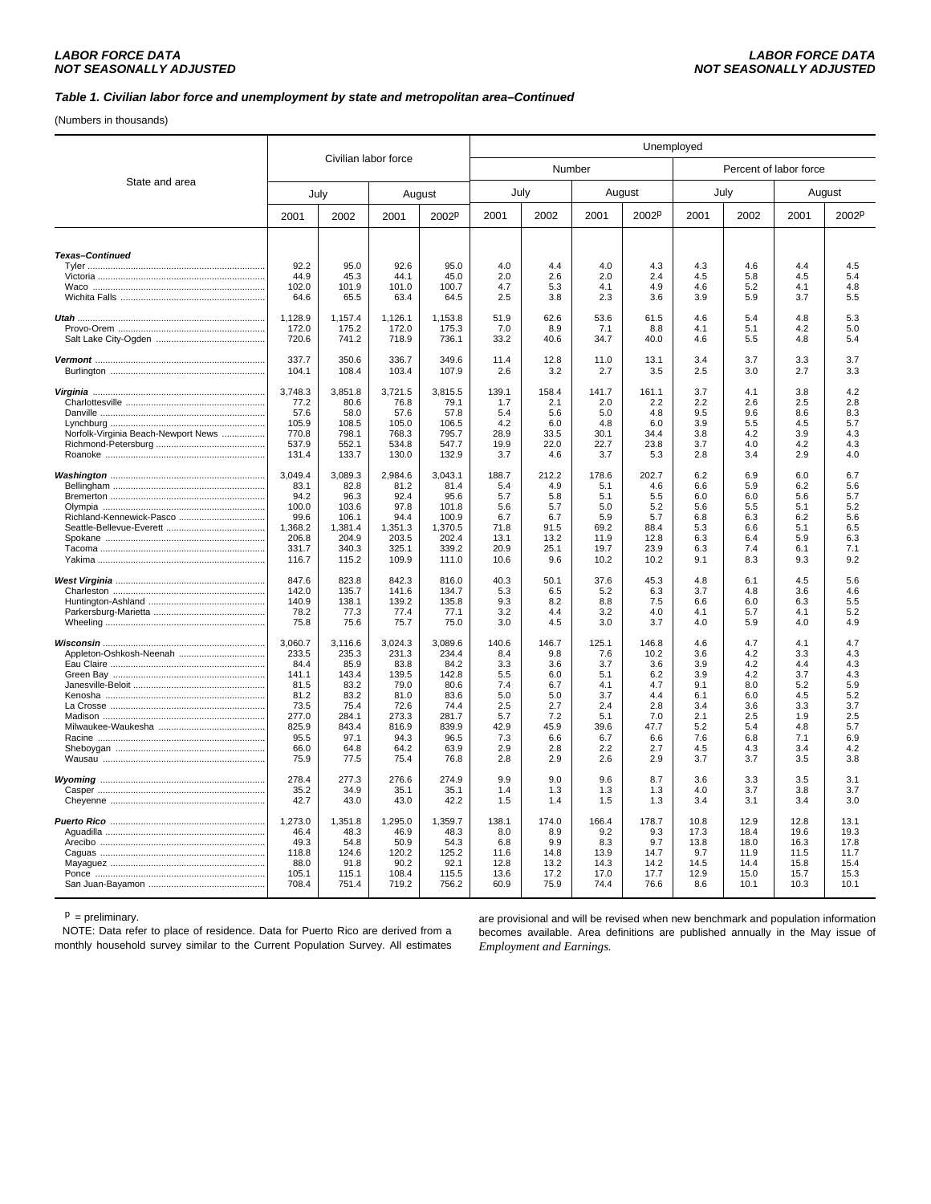### Table 1. Civilian labor force and unemployment by state and metropolitan area–Continued

(Numbers in thousands)

| State and area | Civilian labor force | | | | Unemployed | | | | | | | |
|---|---|---|---|---|---|---|---|---|---|---|---|---|
| | | | | | Number | | | | Percent of labor force | | | |
| | July | | August | | July | | August | | July | | August | |
| | 2001 | 2002 | 2001 | 2002p | 2001 | 2002 | 2001 | 2002p | 2001 | 2002 | 2001 | 2002p |
| ***Texas–Continued*** | | | | | | | | | | | | |
| Tyler | 92.2 | 95.0 | 92.6 | 95.0 | 4.0 | 4.4 | 4.0 | 4.3 | 4.3 | 4.6 | 4.4 | 4.5 |
| Victoria | 44.9 | 45.3 | 44.1 | 45.0 | 2.0 | 2.6 | 2.0 | 2.4 | 4.5 | 5.8 | 4.5 | 5.4 |
| Waco | 102.0 | 101.9 | 101.0 | 100.7 | 4.7 | 5.3 | 4.1 | 4.9 | 4.6 | 5.2 | 4.1 | 4.8 |
| Wichita Falls | 64.6 | 65.5 | 63.4 | 64.5 | 2.5 | 3.8 | 2.3 | 3.6 | 3.9 | 5.9 | 3.7 | 5.5 |
| ***Utah*** | 1,128.9 | 1,157.4 | 1,126.1 | 1,153.8 | 51.9 | 62.6 | 53.6 | 61.5 | 4.6 | 5.4 | 4.8 | 5.3 |
| Provo-Orem | 172.0 | 175.2 | 172.0 | 175.3 | 7.0 | 8.9 | 7.1 | 8.8 | 4.1 | 5.1 | 4.2 | 5.0 |
| Salt Lake City-Ogden | 720.6 | 741.2 | 718.9 | 736.1 | 33.2 | 40.6 | 34.7 | 40.0 | 4.6 | 5.5 | 4.8 | 5.4 |
| ***Vermont*** | 337.7 | 350.6 | 336.7 | 349.6 | 11.4 | 12.8 | 11.0 | 13.1 | 3.4 | 3.7 | 3.3 | 3.7 |
| Burlington | 104.1 | 108.4 | 103.4 | 107.9 | 2.6 | 3.2 | 2.7 | 3.5 | 2.5 | 3.0 | 2.7 | 3.3 |
| ***Virginia*** | 3,748.3 | 3,851.8 | 3,721.5 | 3,815.5 | 139.1 | 158.4 | 141.7 | 161.1 | 3.7 | 4.1 | 3.8 | 4.2 |
| Charlottesville | 77.2 | 80.6 | 76.8 | 79.1 | 1.7 | 2.1 | 2.0 | 2.2 | 2.2 | 2.6 | 2.5 | 2.8 |
| Danville | 57.6 | 58.0 | 57.6 | 57.8 | 5.4 | 5.6 | 5.0 | 4.8 | 9.5 | 9.6 | 8.6 | 8.3 |
| Lynchburg | 105.9 | 108.5 | 105.0 | 106.5 | 4.2 | 6.0 | 4.8 | 6.0 | 3.9 | 5.5 | 4.5 | 5.7 |
| Norfolk-Virginia Beach-Newport News | 770.8 | 798.1 | 768.3 | 795.7 | 28.9 | 33.5 | 30.1 | 34.4 | 3.8 | 4.2 | 3.9 | 4.3 |
| Richmond-Petersburg | 537.9 | 552.1 | 534.8 | 547.7 | 19.9 | 22.0 | 22.7 | 23.8 | 3.7 | 4.0 | 4.2 | 4.3 |
| Roanoke | 131.4 | 133.7 | 130.0 | 132.9 | 3.7 | 4.6 | 3.7 | 5.3 | 2.8 | 3.4 | 2.9 | 4.0 |
| ***Washington*** | 3,049.4 | 3,089.3 | 2,984.6 | 3,043.1 | 188.7 | 212.2 | 178.6 | 202.7 | 6.2 | 6.9 | 6.0 | 6.7 |
| Bellingham | 83.1 | 82.8 | 81.2 | 81.4 | 5.4 | 4.9 | 5.1 | 4.6 | 6.6 | 5.9 | 6.2 | 5.6 |
| Bremerton | 94.2 | 96.3 | 92.4 | 95.6 | 5.7 | 5.8 | 5.1 | 5.5 | 6.0 | 6.0 | 5.6 | 5.7 |
| Olympia | 100.0 | 103.6 | 97.8 | 101.8 | 5.6 | 5.7 | 5.0 | 5.2 | 5.6 | 5.5 | 5.1 | 5.2 |
| Richland-Kennewick-Pasco | 99.6 | 106.1 | 94.4 | 100.9 | 6.7 | 6.7 | 5.9 | 5.7 | 6.8 | 6.3 | 6.2 | 5.6 |
| Seattle-Bellevue-Everett | 1,368.2 | 1,381.4 | 1,351.3 | 1,370.5 | 71.8 | 91.5 | 69.2 | 88.4 | 5.3 | 6.6 | 5.1 | 6.5 |
| Spokane | 206.8 | 204.9 | 203.5 | 202.4 | 13.1 | 13.2 | 11.9 | 12.8 | 6.3 | 6.4 | 5.9 | 6.3 |
| Tacoma | 331.7 | 340.3 | 325.1 | 339.2 | 20.9 | 25.1 | 19.7 | 23.9 | 6.3 | 7.4 | 6.1 | 7.1 |
| Yakima | 116.7 | 115.2 | 109.9 | 111.0 | 10.6 | 9.6 | 10.2 | 10.2 | 9.1 | 8.3 | 9.3 | 9.2 |
| ***West Virginia*** | 847.6 | 823.8 | 842.3 | 816.0 | 40.3 | 50.1 | 37.6 | 45.3 | 4.8 | 6.1 | 4.5 | 5.6 |
| Charleston | 142.0 | 135.7 | 141.6 | 134.7 | 5.3 | 6.5 | 5.2 | 6.3 | 3.7 | 4.8 | 3.6 | 4.6 |
| Huntington-Ashland | 140.9 | 138.1 | 139.2 | 135.8 | 9.3 | 8.2 | 8.8 | 7.5 | 6.6 | 6.0 | 6.3 | 5.5 |
| Parkersburg-Marietta | 78.2 | 77.3 | 77.4 | 77.1 | 3.2 | 4.4 | 3.2 | 4.0 | 4.1 | 5.7 | 4.1 | 5.2 |
| Wheeling | 75.8 | 75.6 | 75.7 | 75.0 | 3.0 | 4.5 | 3.0 | 3.7 | 4.0 | 5.9 | 4.0 | 4.9 |
| ***Wisconsin*** | 3,060.7 | 3,116.6 | 3,024.3 | 3,089.6 | 140.6 | 146.7 | 125.1 | 146.8 | 4.6 | 4.7 | 4.1 | 4.7 |
| Appleton-Oshkosh-Neenah | 233.5 | 235.3 | 231.3 | 234.4 | 8.4 | 9.8 | 7.6 | 10.2 | 3.6 | 4.2 | 3.3 | 4.3 |
| Eau Claire | 84.4 | 85.9 | 83.8 | 84.2 | 3.3 | 3.6 | 3.7 | 3.6 | 3.9 | 4.2 | 4.4 | 4.3 |
| Green Bay | 141.1 | 143.4 | 139.5 | 142.8 | 5.5 | 6.0 | 5.1 | 6.2 | 3.9 | 4.2 | 3.7 | 4.3 |
| Janesville-Beloit | 81.5 | 83.2 | 79.0 | 80.6 | 7.4 | 6.7 | 4.1 | 4.7 | 9.1 | 8.0 | 5.2 | 5.9 |
| Kenosha | 81.2 | 83.2 | 81.0 | 83.6 | 5.0 | 5.0 | 3.7 | 4.4 | 6.1 | 6.0 | 4.5 | 5.2 |
| La Crosse | 73.5 | 75.4 | 72.6 | 74.4 | 2.5 | 2.7 | 2.4 | 2.8 | 3.4 | 3.6 | 3.3 | 3.7 |
| Madison | 277.0 | 284.1 | 273.3 | 281.7 | 5.7 | 7.2 | 5.1 | 7.0 | 2.1 | 2.5 | 1.9 | 2.5 |
| Milwaukee-Waukesha | 825.9 | 843.4 | 816.9 | 839.9 | 42.9 | 45.9 | 39.6 | 47.7 | 5.2 | 5.4 | 4.8 | 5.7 |
| Racine | 95.5 | 97.1 | 94.3 | 96.5 | 7.3 | 6.6 | 6.7 | 6.6 | 7.6 | 6.8 | 7.1 | 6.9 |
| Sheboygan | 66.0 | 64.8 | 64.2 | 63.9 | 2.9 | 2.8 | 2.2 | 2.7 | 4.5 | 4.3 | 3.4 | 4.2 |
| Wausau | 75.9 | 77.5 | 75.4 | 76.8 | 2.8 | 2.9 | 2.6 | 2.9 | 3.7 | 3.7 | 3.5 | 3.8 |
| ***Wyoming*** | 278.4 | 277.3 | 276.6 | 274.9 | 9.9 | 9.0 | 9.6 | 8.7 | 3.6 | 3.3 | 3.5 | 3.1 |
| Casper | 35.2 | 34.9 | 35.1 | 35.1 | 1.4 | 1.3 | 1.3 | 1.3 | 4.0 | 3.7 | 3.8 | 3.7 |
| Cheyenne | 42.7 | 43.0 | 43.0 | 42.2 | 1.5 | 1.4 | 1.5 | 1.3 | 3.4 | 3.1 | 3.4 | 3.0 |
| ***Puerto Rico*** | 1,273.0 | 1,351.8 | 1,295.0 | 1,359.7 | 138.1 | 174.0 | 166.4 | 178.7 | 10.8 | 12.9 | 12.8 | 13.1 |
| Aguadilla | 46.4 | 48.3 | 46.9 | 48.3 | 8.0 | 8.9 | 9.2 | 9.3 | 17.3 | 18.4 | 19.6 | 19.3 |
| Arecibo | 49.3 | 54.8 | 50.9 | 54.3 | 6.8 | 9.9 | 8.3 | 9.7 | 13.8 | 18.0 | 16.3 | 17.8 |
| Caguas | 118.8 | 124.6 | 120.2 | 125.2 | 11.6 | 14.8 | 13.9 | 14.7 | 9.7 | 11.9 | 11.5 | 11.7 |
| Mayaguez | 88.0 | 91.8 | 90.2 | 92.1 | 12.8 | 13.2 | 14.3 | 14.2 | 14.5 | 14.4 | 15.8 | 15.4 |
| Ponce | 105.1 | 115.1 | 108.4 | 115.5 | 13.6 | 17.2 | 17.0 | 17.7 | 12.9 | 15.0 | 15.7 | 15.3 |
| San Juan-Bayamon | 708.4 | 751.4 | 719.2 | 756.2 | 60.9 | 75.9 | 74.4 | 76.6 | 8.6 | 10.1 | 10.3 | 10.1 |

p = preliminary.

NOTE: Data refer to place of residence. Data for Puerto Rico are derived from a monthly household survey similar to the Current Population Survey. All estimates are provisional and will be revised when new benchmark and population information becomes available. Area definitions are published annually in the May issue of *Employment and Earnings.*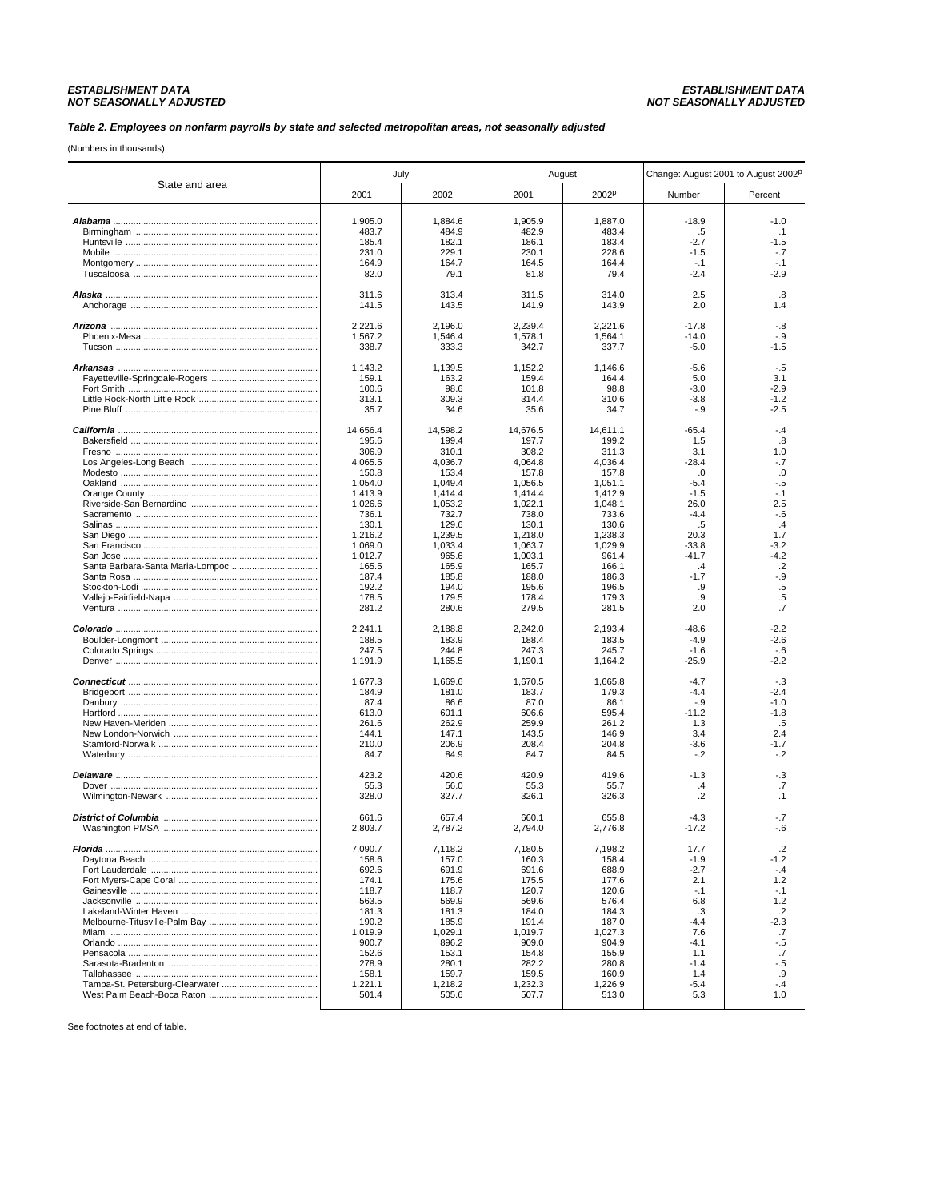***ESTABLISHMENT DATA***
***NOT SEASONALLY ADJUSTED***

***Table 2. Employees on nonfarm payrolls by state and selected metropolitan areas, not seasonally adjusted***

(Numbers in thousands)

| State and area | July | | August | | Change: August 2001 to August 2002p | |
|---|---|---|---|---|---|---|
| | 2001 | 2002 | 2001 | 2002p | Number | Percent |
| ***Alabama*** | 1,905.0 | 1,884.6 | 1,905.9 | 1,887.0 | -18.9 | -1.0 |
| Birmingham | 483.7 | 484.9 | 482.9 | 483.4 | .5 | .1 |
| Huntsville | 185.4 | 182.1 | 186.1 | 183.4 | -2.7 | -1.5 |
| Mobile | 231.0 | 229.1 | 230.1 | 228.6 | -1.5 | -.7 |
| Montgomery | 164.9 | 164.7 | 164.5 | 164.4 | -.1 | -.1 |
| Tuscaloosa | 82.0 | 79.1 | 81.8 | 79.4 | -2.4 | -2.9 |
| ***Alaska*** | 311.6 | 313.4 | 311.5 | 314.0 | 2.5 | .8 |
| Anchorage | 141.5 | 143.5 | 141.9 | 143.9 | 2.0 | 1.4 |
| ***Arizona*** | 2,221.6 | 2,196.0 | 2,239.4 | 2,221.6 | -17.8 | -.8 |
| Phoenix-Mesa | 1,567.2 | 1,546.4 | 1,578.1 | 1,564.1 | -14.0 | -.9 |
| Tucson | 338.7 | 333.3 | 342.7 | 337.7 | -5.0 | -1.5 |
| ***Arkansas*** | 1,143.2 | 1,139.5 | 1,152.2 | 1,146.6 | -5.6 | -.5 |
| Fayetteville-Springdale-Rogers | 159.1 | 163.2 | 159.4 | 164.4 | 5.0 | 3.1 |
| Fort Smith | 100.6 | 98.6 | 101.8 | 98.8 | -3.0 | -2.9 |
| Little Rock-North Little Rock | 313.1 | 309.3 | 314.4 | 310.6 | -3.8 | -1.2 |
| Pine Bluff | 35.7 | 34.6 | 35.6 | 34.7 | -.9 | -2.5 |
| ***California*** | 14,656.4 | 14,598.2 | 14,676.5 | 14,611.1 | -65.4 | -.4 |
| Bakersfield | 195.6 | 199.4 | 197.7 | 199.2 | 1.5 | .8 |
| Fresno | 306.9 | 310.1 | 308.2 | 311.3 | 3.1 | 1.0 |
| Los Angeles-Long Beach | 4,065.5 | 4,036.7 | 4,064.8 | 4,036.4 | -28.4 | -.7 |
| Modesto | 150.8 | 153.4 | 157.8 | 157.8 | .0 | .0 |
| Oakland | 1,054.0 | 1,049.4 | 1,056.5 | 1,051.1 | -5.4 | -.5 |
| Orange County | 1,413.9 | 1,414.4 | 1,414.4 | 1,412.9 | -1.5 | -.1 |
| Riverside-San Bernardino | 1,026.6 | 1,053.2 | 1,022.1 | 1,048.1 | 26.0 | 2.5 |
| Sacramento | 736.1 | 732.7 | 738.0 | 733.6 | -4.4 | -.6 |
| Salinas | 130.1 | 129.6 | 130.1 | 130.6 | .5 | .4 |
| San Diego | 1,216.2 | 1,239.5 | 1,218.0 | 1,238.3 | 20.3 | 1.7 |
| San Francisco | 1,069.0 | 1,033.4 | 1,063.7 | 1,029.9 | -33.8 | -3.2 |
| San Jose | 1,012.7 | 965.6 | 1,003.1 | 961.4 | -41.7 | -4.2 |
| Santa Barbara-Santa Maria-Lompoc | 165.5 | 165.9 | 165.7 | 166.1 | .4 | .2 |
| Santa Rosa | 187.4 | 185.8 | 188.0 | 186.3 | -1.7 | -.9 |
| Stockton-Lodi | 192.2 | 194.0 | 195.6 | 196.5 | .9 | .5 |
| Vallejo-Fairfield-Napa | 178.5 | 179.5 | 178.4 | 179.3 | .9 | .5 |
| Ventura | 281.2 | 280.6 | 279.5 | 281.5 | 2.0 | .7 |
| ***Colorado*** | 2,241.1 | 2,188.8 | 2,242.0 | 2,193.4 | -48.6 | -2.2 |
| Boulder-Longmont | 188.5 | 183.9 | 188.4 | 183.5 | -4.9 | -2.6 |
| Colorado Springs | 247.5 | 244.8 | 247.3 | 245.7 | -1.6 | -.6 |
| Denver | 1,191.9 | 1,165.5 | 1,190.1 | 1,164.2 | -25.9 | -2.2 |
| ***Connecticut*** | 1,677.3 | 1,669.6 | 1,670.5 | 1,665.8 | -4.7 | -.3 |
| Bridgeport | 184.9 | 181.0 | 183.7 | 179.3 | -4.4 | -2.4 |
| Danbury | 87.4 | 86.6 | 87.0 | 86.1 | -.9 | -1.0 |
| Hartford | 613.0 | 601.1 | 606.6 | 595.4 | -11.2 | -1.8 |
| New Haven-Meriden | 261.6 | 262.9 | 259.9 | 261.2 | 1.3 | .5 |
| New London-Norwich | 144.1 | 147.1 | 143.5 | 146.9 | 3.4 | 2.4 |
| Stamford-Norwalk | 210.0 | 206.9 | 208.4 | 204.8 | -3.6 | -1.7 |
| Waterbury | 84.7 | 84.9 | 84.7 | 84.5 | -.2 | -.2 |
| ***Delaware*** | 423.2 | 420.6 | 420.9 | 419.6 | -1.3 | -.3 |
| Dover | 55.3 | 56.0 | 55.3 | 55.7 | .4 | .7 |
| Wilmington-Newark | 328.0 | 327.7 | 326.1 | 326.3 | .2 | .1 |
| ***District of Columbia*** | 661.6 | 657.4 | 660.1 | 655.8 | -4.3 | -.7 |
| Washington PMSA | 2,803.7 | 2,787.2 | 2,794.0 | 2,776.8 | -17.2 | -.6 |
| ***Florida*** | 7,090.7 | 7,118.2 | 7,180.5 | 7,198.2 | 17.7 | .2 |
| Daytona Beach | 158.6 | 157.0 | 160.3 | 158.4 | -1.9 | -1.2 |
| Fort Lauderdale | 692.6 | 691.9 | 691.6 | 688.9 | -2.7 | -.4 |
| Fort Myers-Cape Coral | 174.1 | 175.6 | 175.5 | 177.6 | 2.1 | 1.2 |
| Gainesville | 118.7 | 118.7 | 120.7 | 120.6 | -.1 | -.1 |
| Jacksonville | 563.5 | 569.9 | 569.6 | 576.4 | 6.8 | 1.2 |
| Lakeland-Winter Haven | 181.3 | 181.3 | 184.0 | 184.3 | .3 | .2 |
| Melbourne-Titusville-Palm Bay | 190.2 | 185.9 | 191.4 | 187.0 | -4.4 | -2.3 |
| Miami | 1,019.9 | 1,029.1 | 1,019.7 | 1,027.3 | 7.6 | .7 |
| Orlando | 900.7 | 896.2 | 909.0 | 904.9 | -4.1 | -.5 |
| Pensacola | 152.6 | 153.1 | 154.8 | 155.9 | 1.1 | .7 |
| Sarasota-Bradenton | 278.9 | 280.1 | 282.2 | 280.8 | -1.4 | -.5 |
| Tallahassee | 158.1 | 159.7 | 159.5 | 160.9 | 1.4 | .9 |
| Tampa-St. Petersburg-Clearwater | 1,221.1 | 1,218.2 | 1,232.3 | 1,226.9 | -5.4 | -.4 |
| West Palm Beach-Boca Raton | 501.4 | 505.6 | 507.7 | 513.0 | 5.3 | 1.0 |

See footnotes at end of table.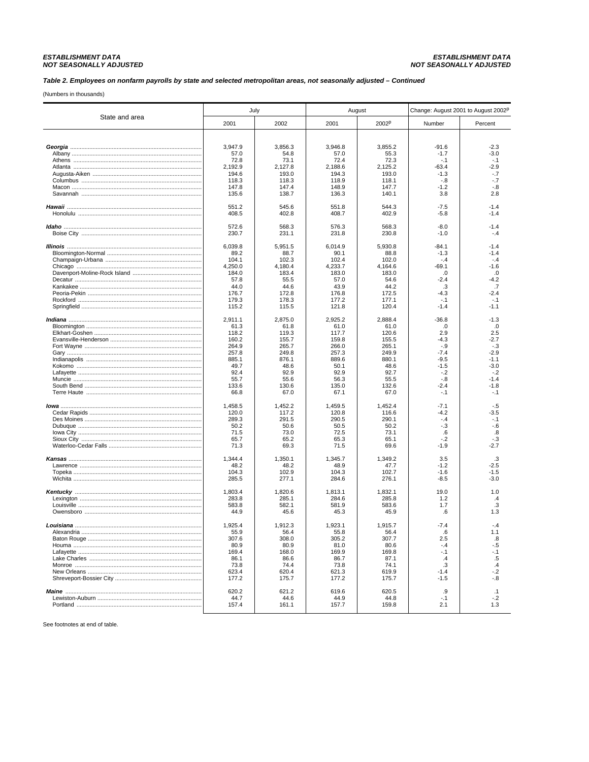**ESTABLISHMENT DATA**
**NOT SEASONALLY ADJUSTED**

***Table 2. Employees on nonfarm payrolls by state and selected metropolitan areas, not seasonally adjusted – Continued***

(Numbers in thousands)

| State and area | July | | August | | Change: August 2001 to August 2002p | |
|---|---|---|---|---|---|---|
| | 2001 | 2002 | 2001 | 2002p | Number | Percent |
| ***Georgia*** | 3,947.9 | 3,856.3 | 3,946.8 | 3,855.2 | -91.6 | -2.3 |
| Albany | 57.0 | 54.8 | 57.0 | 55.3 | -1.7 | -3.0 |
| Athens | 72.8 | 73.1 | 72.4 | 72.3 | -.1 | -.1 |
| Atlanta | 2,192.9 | 2,127.8 | 2,188.6 | 2,125.2 | -63.4 | -2.9 |
| Augusta-Aiken | 194.6 | 193.0 | 194.3 | 193.0 | -1.3 | -.7 |
| Columbus | 118.3 | 118.3 | 118.9 | 118.1 | -.8 | -.7 |
| Macon | 147.8 | 147.4 | 148.9 | 147.7 | -1.2 | -.8 |
| Savannah | 135.6 | 138.7 | 136.3 | 140.1 | 3.8 | 2.8 |
| ***Hawaii*** | 551.2 | 545.6 | 551.8 | 544.3 | -7.5 | -1.4 |
| Honolulu | 408.5 | 402.8 | 408.7 | 402.9 | -5.8 | -1.4 |
| ***Idaho*** | 572.6 | 568.3 | 576.3 | 568.3 | -8.0 | -1.4 |
| Boise City | 230.7 | 231.1 | 231.8 | 230.8 | -1.0 | -.4 |
| ***Illinois*** | 6,039.8 | 5,951.5 | 6,014.9 | 5,930.8 | -84.1 | -1.4 |
| Bloomington-Normal | 89.2 | 88.7 | 90.1 | 88.8 | -1.3 | -1.4 |
| Champaign-Urbana | 104.1 | 102.3 | 102.4 | 102.0 | -.4 | -.4 |
| Chicago | 4,250.0 | 4,180.4 | 4,233.7 | 4,164.6 | -69.1 | -1.6 |
| Davenport-Moline-Rock Island | 184.0 | 183.4 | 183.0 | 183.0 | .0 | .0 |
| Decatur | 57.8 | 55.5 | 57.0 | 54.6 | -2.4 | -4.2 |
| Kankakee | 44.0 | 44.6 | 43.9 | 44.2 | .3 | .7 |
| Peoria-Pekin | 176.7 | 172.8 | 176.8 | 172.5 | -4.3 | -2.4 |
| Rockford | 179.3 | 178.3 | 177.2 | 177.1 | -.1 | -.1 |
| Springfield | 115.2 | 115.5 | 121.8 | 120.4 | -1.4 | -1.1 |
| ***Indiana*** | 2,911.1 | 2,875.0 | 2,925.2 | 2,888.4 | -36.8 | -1.3 |
| Bloomington | 61.3 | 61.8 | 61.0 | 61.0 | .0 | .0 |
| Elkhart-Goshen | 118.2 | 119.3 | 117.7 | 120.6 | 2.9 | 2.5 |
| Evansville-Henderson | 160.2 | 155.7 | 159.8 | 155.5 | -4.3 | -2.7 |
| Fort Wayne | 264.9 | 265.7 | 266.0 | 265.1 | -.9 | -.3 |
| Gary | 257.8 | 249.8 | 257.3 | 249.9 | -7.4 | -2.9 |
| Indianapolis | 885.1 | 876.1 | 889.6 | 880.1 | -9.5 | -1.1 |
| Kokomo | 49.7 | 48.6 | 50.1 | 48.6 | -1.5 | -3.0 |
| Lafayette | 92.4 | 92.9 | 92.9 | 92.7 | -.2 | -.2 |
| Muncie | 55.7 | 55.6 | 56.3 | 55.5 | -.8 | -1.4 |
| South Bend | 133.6 | 130.6 | 135.0 | 132.6 | -2.4 | -1.8 |
| Terre Haute | 66.8 | 67.0 | 67.1 | 67.0 | -.1 | -.1 |
| ***Iowa*** | 1,458.5 | 1,452.2 | 1,459.5 | 1,452.4 | -7.1 | -.5 |
| Cedar Rapids | 120.0 | 117.2 | 120.8 | 116.6 | -4.2 | -3.5 |
| Des Moines | 289.3 | 291.5 | 290.5 | 290.1 | -.4 | -.1 |
| Dubuque | 50.2 | 50.6 | 50.5 | 50.2 | -.3 | -.6 |
| Iowa City | 71.5 | 73.0 | 72.5 | 73.1 | .6 | .8 |
| Sioux City | 65.7 | 65.2 | 65.3 | 65.1 | -.2 | -.3 |
| Waterloo-Cedar Falls | 71.3 | 69.3 | 71.5 | 69.6 | -1.9 | -2.7 |
| ***Kansas*** | 1,344.4 | 1,350.1 | 1,345.7 | 1,349.2 | 3.5 | .3 |
| Lawrence | 48.2 | 48.2 | 48.9 | 47.7 | -1.2 | -2.5 |
| Topeka | 104.3 | 102.9 | 104.3 | 102.7 | -1.6 | -1.5 |
| Wichita | 285.5 | 277.1 | 284.6 | 276.1 | -8.5 | -3.0 |
| ***Kentucky*** | 1,803.4 | 1,820.6 | 1,813.1 | 1,832.1 | 19.0 | 1.0 |
| Lexington | 283.8 | 285.1 | 284.6 | 285.8 | 1.2 | .4 |
| Louisville | 583.8 | 582.1 | 581.9 | 583.6 | 1.7 | .3 |
| Owensboro | 44.9 | 45.6 | 45.3 | 45.9 | .6 | 1.3 |
| ***Louisiana*** | 1,925.4 | 1,912.3 | 1,923.1 | 1,915.7 | -7.4 | -.4 |
| Alexandria | 55.9 | 56.4 | 55.8 | 56.4 | .6 | 1.1 |
| Baton Rouge | 307.6 | 308.0 | 305.2 | 307.7 | 2.5 | .8 |
| Houma | 80.9 | 80.9 | 81.0 | 80.6 | -.4 | -.5 |
| Lafayette | 169.4 | 168.0 | 169.9 | 169.8 | -.1 | -.1 |
| Lake Charles | 86.1 | 86.6 | 86.7 | 87.1 | .4 | .5 |
| Monroe | 73.8 | 74.4 | 73.8 | 74.1 | .3 | .4 |
| New Orleans | 623.4 | 620.4 | 621.3 | 619.9 | -1.4 | -.2 |
| Shreveport-Bossier City | 177.2 | 175.7 | 177.2 | 175.7 | -1.5 | -.8 |
| ***Maine*** | 620.2 | 621.2 | 619.6 | 620.5 | .9 | .1 |
| Lewiston-Auburn | 44.7 | 44.6 | 44.9 | 44.8 | -.1 | -.2 |
| Portland | 157.4 | 161.1 | 157.7 | 159.8 | 2.1 | 1.3 |

See footnotes at end of table.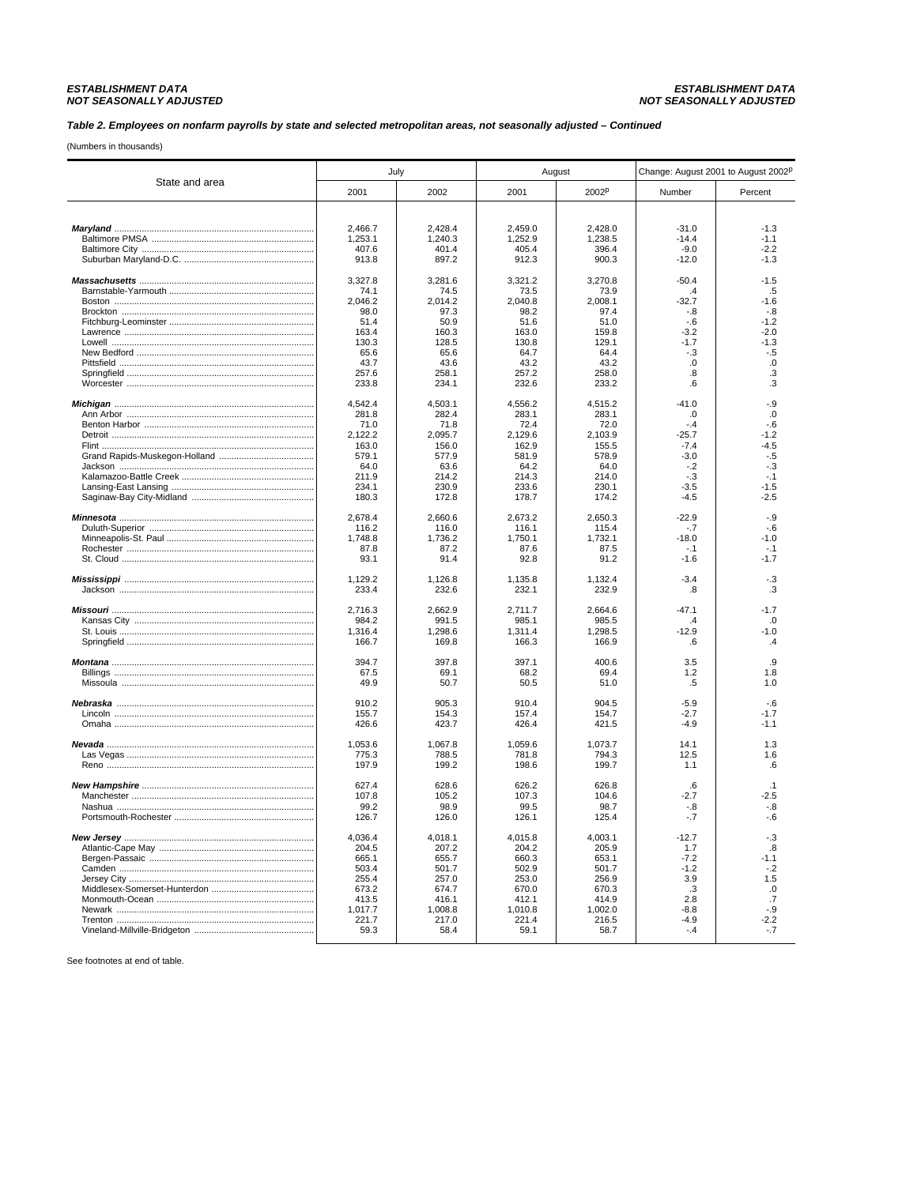**ESTABLISHMENT DATA**
**NOT SEASONALLY ADJUSTED**

### *Table 2. Employees on nonfarm payrolls by state and selected metropolitan areas, not seasonally adjusted – Continued*

(Numbers in thousands)

| State and area | July | | August | | Change: August 2001 to August 2002[p] | |
|---|---|---|---|---|---|---|
| | 2001 | 2002 | 2001 | 2002[p] | Number | Percent |
| ***Maryland*** | 2,466.7 | 2,428.4 | 2,459.0 | 2,428.0 | -31.0 | -1.3 |
| Baltimore PMSA | 1,253.1 | 1,240.3 | 1,252.9 | 1,238.5 | -14.4 | -1.1 |
| Baltimore City | 407.6 | 401.4 | 405.4 | 396.4 | -9.0 | -2.2 |
| Suburban Maryland-D.C. | 913.8 | 897.2 | 912.3 | 900.3 | -12.0 | -1.3 |
| ***Massachusetts*** | 3,327.8 | 3,281.6 | 3,321.2 | 3,270.8 | -50.4 | -1.5 |
| Barnstable-Yarmouth | 74.1 | 74.5 | 73.5 | 73.9 | .4 | .5 |
| Boston | 2,046.2 | 2,014.2 | 2,040.8 | 2,008.1 | -32.7 | -1.6 |
| Brockton | 98.0 | 97.3 | 98.2 | 97.4 | -.8 | -.8 |
| Fitchburg-Leominster | 51.4 | 50.9 | 51.6 | 51.0 | -.6 | -1.2 |
| Lawrence | 163.4 | 160.3 | 163.0 | 159.8 | -3.2 | -2.0 |
| Lowell | 130.3 | 128.5 | 130.8 | 129.1 | -1.7 | -1.3 |
| New Bedford | 65.6 | 65.6 | 64.7 | 64.4 | -.3 | -.5 |
| Pittsfield | 43.7 | 43.6 | 43.2 | 43.2 | .0 | .0 |
| Springfield | 257.6 | 258.1 | 257.2 | 258.0 | .8 | .3 |
| Worcester | 233.8 | 234.1 | 232.6 | 233.2 | .6 | .3 |
| ***Michigan*** | 4,542.4 | 4,503.1 | 4,556.2 | 4,515.2 | -41.0 | -.9 |
| Ann Arbor | 281.8 | 282.4 | 283.1 | 283.1 | .0 | .0 |
| Benton Harbor | 71.0 | 71.8 | 72.4 | 72.0 | -.4 | -.6 |
| Detroit | 2,122.2 | 2,095.7 | 2,129.6 | 2,103.9 | -25.7 | -1.2 |
| Flint | 163.0 | 156.0 | 162.9 | 155.5 | -7.4 | -4.5 |
| Grand Rapids-Muskegon-Holland | 579.1 | 577.9 | 581.9 | 578.9 | -3.0 | -.5 |
| Jackson | 64.0 | 63.6 | 64.2 | 64.0 | -.2 | -.3 |
| Kalamazoo-Battle Creek | 211.9 | 214.2 | 214.3 | 214.0 | -.3 | -.1 |
| Lansing-East Lansing | 234.1 | 230.9 | 233.6 | 230.1 | -3.5 | -1.5 |
| Saginaw-Bay City-Midland | 180.3 | 172.8 | 178.7 | 174.2 | -4.5 | -2.5 |
| ***Minnesota*** | 2,678.4 | 2,660.6 | 2,673.2 | 2,650.3 | -22.9 | -.9 |
| Duluth-Superior | 116.2 | 116.0 | 116.1 | 115.4 | -.7 | -.6 |
| Minneapolis-St. Paul | 1,748.8 | 1,736.2 | 1,750.1 | 1,732.1 | -18.0 | -1.0 |
| Rochester | 87.8 | 87.2 | 87.6 | 87.5 | -.1 | -.1 |
| St. Cloud | 93.1 | 91.4 | 92.8 | 91.2 | -1.6 | -1.7 |
| ***Mississippi*** | 1,129.2 | 1,126.8 | 1,135.8 | 1,132.4 | -3.4 | -.3 |
| Jackson | 233.4 | 232.6 | 232.1 | 232.9 | .8 | .3 |
| ***Missouri*** | 2,716.3 | 2,662.9 | 2,711.7 | 2,664.6 | -47.1 | -1.7 |
| Kansas City | 984.2 | 991.5 | 985.1 | 985.5 | .4 | .0 |
| St. Louis | 1,316.4 | 1,298.6 | 1,311.4 | 1,298.5 | -12.9 | -1.0 |
| Springfield | 166.7 | 169.8 | 166.3 | 166.9 | .6 | .4 |
| ***Montana*** | 394.7 | 397.8 | 397.1 | 400.6 | 3.5 | .9 |
| Billings | 67.5 | 69.1 | 68.2 | 69.4 | 1.2 | 1.8 |
| Missoula | 49.9 | 50.7 | 50.5 | 51.0 | .5 | 1.0 |
| ***Nebraska*** | 910.2 | 905.3 | 910.4 | 904.5 | -5.9 | -.6 |
| Lincoln | 155.7 | 154.3 | 157.4 | 154.7 | -2.7 | -1.7 |
| Omaha | 426.6 | 423.7 | 426.4 | 421.5 | -4.9 | -1.1 |
| ***Nevada*** | 1,053.6 | 1,067.8 | 1,059.6 | 1,073.7 | 14.1 | 1.3 |
| Las Vegas | 775.3 | 788.5 | 781.8 | 794.3 | 12.5 | 1.6 |
| Reno | 197.9 | 199.2 | 198.6 | 199.7 | 1.1 | .6 |
| ***New Hampshire*** | 627.4 | 628.6 | 626.2 | 626.8 | .6 | .1 |
| Manchester | 107.8 | 105.2 | 107.3 | 104.6 | -2.7 | -2.5 |
| Nashua | 99.2 | 98.9 | 99.5 | 98.7 | -.8 | -.8 |
| Portsmouth-Rochester | 126.7 | 126.0 | 126.1 | 125.4 | -.7 | -.6 |
| ***New Jersey*** | 4,036.4 | 4,018.1 | 4,015.8 | 4,003.1 | -12.7 | -.3 |
| Atlantic-Cape May | 204.5 | 207.2 | 204.2 | 205.9 | 1.7 | .8 |
| Bergen-Passaic | 665.1 | 655.7 | 660.3 | 653.1 | -7.2 | -1.1 |
| Camden | 503.4 | 501.7 | 502.9 | 501.7 | -1.2 | -.2 |
| Jersey City | 255.4 | 257.0 | 253.0 | 256.9 | 3.9 | 1.5 |
| Middlesex-Somerset-Hunterdon | 673.2 | 674.7 | 670.0 | 670.3 | .3 | .0 |
| Monmouth-Ocean | 413.5 | 416.1 | 412.1 | 414.9 | 2.8 | .7 |
| Newark | 1,017.7 | 1,008.8 | 1,010.8 | 1,002.0 | -8.8 | -.9 |
| Trenton | 221.7 | 217.0 | 221.4 | 216.5 | -4.9 | -2.2 |
| Vineland-Millville-Bridgeton | 59.3 | 58.4 | 59.1 | 58.7 | -.4 | -.7 |

See footnotes at end of table.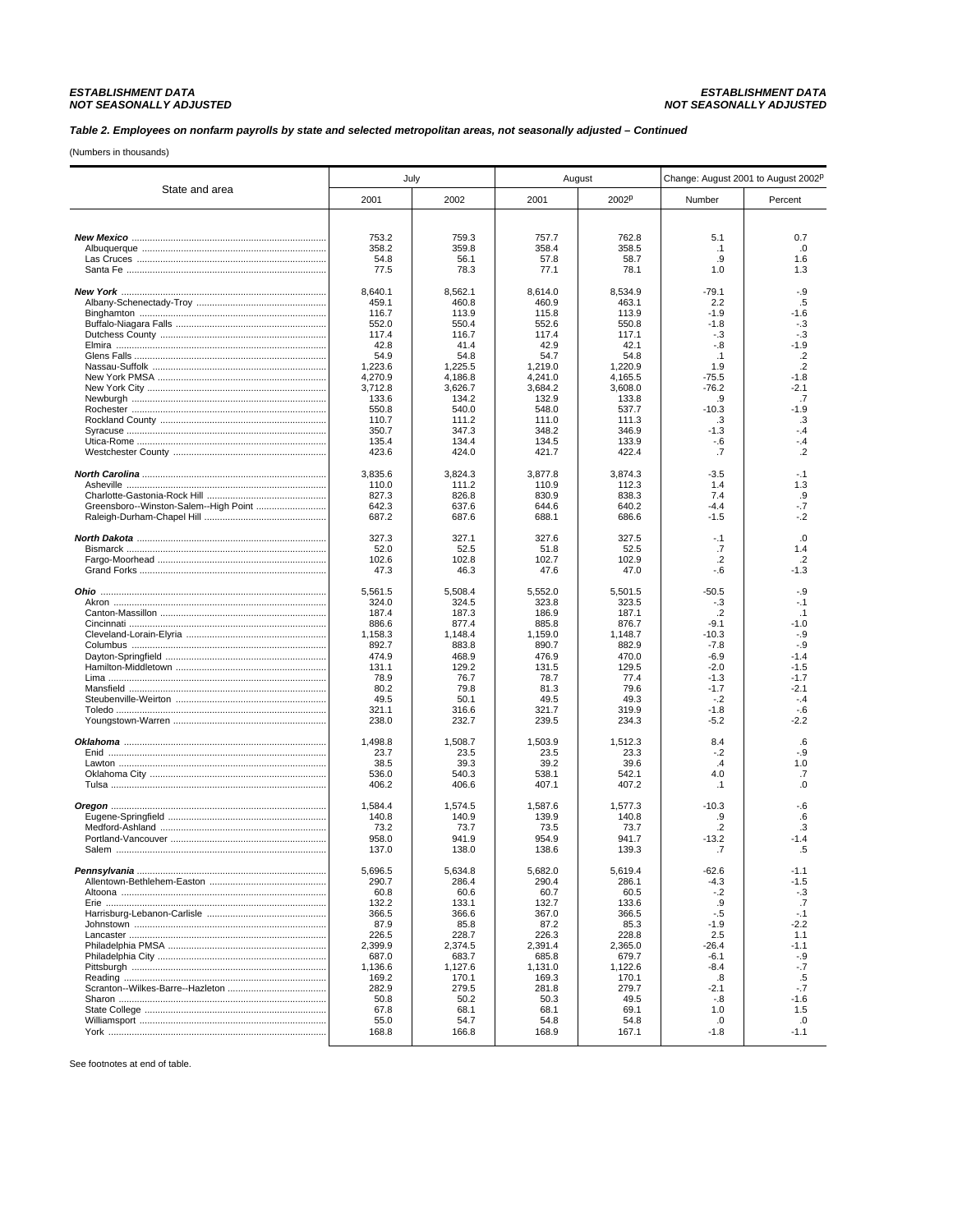ESTABLISHMENT DATA
NOT SEASONALLY ADJUSTED

### Table 2. Employees on nonfarm payrolls by state and selected metropolitan areas, not seasonally adjusted – Continued

(Numbers in thousands)

| State and area | July | | August | | Change: August 2001 to August 2002[p] | |
|---|---|---|---|---|---|---|
| | 2001 | 2002 | 2001 | 2002[p] | Number | Percent |
| ***New Mexico*** | 753.2 | 759.3 | 757.7 | 762.8 | 5.1 | 0.7 |
| Albuquerque | 358.2 | 359.8 | 358.4 | 358.5 | .1 | .0 |
| Las Cruces | 54.8 | 56.1 | 57.8 | 58.7 | .9 | 1.6 |
| Santa Fe | 77.5 | 78.3 | 77.1 | 78.1 | 1.0 | 1.3 |
| ***New York*** | 8,640.1 | 8,562.1 | 8,614.0 | 8,534.9 | -79.1 | -.9 |
| Albany-Schenectady-Troy | 459.1 | 460.8 | 460.9 | 463.1 | 2.2 | .5 |
| Binghamton | 116.7 | 113.9 | 115.8 | 113.9 | -1.9 | -1.6 |
| Buffalo-Niagara Falls | 552.0 | 550.4 | 552.6 | 550.8 | -1.8 | -.3 |
| Dutchess County | 117.4 | 116.7 | 117.4 | 117.1 | -.3 | -.3 |
| Elmira | 42.8 | 41.4 | 42.9 | 42.1 | -.8 | -1.9 |
| Glens Falls | 54.9 | 54.8 | 54.7 | 54.8 | .1 | .2 |
| Nassau-Suffolk | 1,223.6 | 1,225.5 | 1,219.0 | 1,220.9 | 1.9 | .2 |
| New York PMSA | 4,270.9 | 4,186.8 | 4,241.0 | 4,165.5 | -75.5 | -1.8 |
| New York City | 3,712.8 | 3,626.7 | 3,684.2 | 3,608.0 | -76.2 | -2.1 |
| Newburgh | 133.6 | 134.2 | 132.9 | 133.8 | .9 | .7 |
| Rochester | 550.8 | 540.0 | 548.0 | 537.7 | -10.3 | -1.9 |
| Rockland County | 110.7 | 111.2 | 111.0 | 111.3 | .3 | .3 |
| Syracuse | 350.7 | 347.3 | 348.2 | 346.9 | -1.3 | -.4 |
| Utica-Rome | 135.4 | 134.4 | 134.5 | 133.9 | -.6 | -.4 |
| Westchester County | 423.6 | 424.0 | 421.7 | 422.4 | .7 | .2 |
| ***North Carolina*** | 3,835.6 | 3,824.3 | 3,877.8 | 3,874.3 | -3.5 | -.1 |
| Asheville | 110.0 | 111.2 | 110.9 | 112.3 | 1.4 | 1.3 |
| Charlotte-Gastonia-Rock Hill | 827.3 | 826.8 | 830.9 | 838.3 | 7.4 | .9 |
| Greensboro--Winston-Salem--High Point | 642.3 | 637.6 | 644.6 | 640.2 | -4.4 | -.7 |
| Raleigh-Durham-Chapel Hill | 687.2 | 687.6 | 688.1 | 686.6 | -1.5 | -.2 |
| ***North Dakota*** | 327.3 | 327.1 | 327.6 | 327.5 | -.1 | .0 |
| Bismarck | 52.0 | 52.5 | 51.8 | 52.5 | .7 | 1.4 |
| Fargo-Moorhead | 102.6 | 102.8 | 102.7 | 102.9 | .2 | .2 |
| Grand Forks | 47.3 | 46.3 | 47.6 | 47.0 | -.6 | -1.3 |
| ***Ohio*** | 5,561.5 | 5,508.4 | 5,552.0 | 5,501.5 | -50.5 | -.9 |
| Akron | 324.0 | 324.5 | 323.8 | 323.5 | -.3 | -.1 |
| Canton-Massillon | 187.4 | 187.3 | 186.9 | 187.1 | .2 | .1 |
| Cincinnati | 886.6 | 877.4 | 885.8 | 876.7 | -9.1 | -1.0 |
| Cleveland-Lorain-Elyria | 1,158.3 | 1,148.4 | 1,159.0 | 1,148.7 | -10.3 | -.9 |
| Columbus | 892.7 | 883.8 | 890.7 | 882.9 | -7.8 | -.9 |
| Dayton-Springfield | 474.9 | 468.9 | 476.9 | 470.0 | -6.9 | -1.4 |
| Hamilton-Middletown | 131.1 | 129.2 | 131.5 | 129.5 | -2.0 | -1.5 |
| Lima | 78.9 | 76.7 | 78.7 | 77.4 | -1.3 | -1.7 |
| Mansfield | 80.2 | 79.8 | 81.3 | 79.6 | -1.7 | -2.1 |
| Steubenville-Weirton | 49.5 | 50.1 | 49.5 | 49.3 | -.2 | -.4 |
| Toledo | 321.1 | 316.6 | 321.7 | 319.9 | -1.8 | -.6 |
| Youngstown-Warren | 238.0 | 232.7 | 239.5 | 234.3 | -5.2 | -2.2 |
| ***Oklahoma*** | 1,498.8 | 1,508.7 | 1,503.9 | 1,512.3 | 8.4 | .6 |
| Enid | 23.7 | 23.5 | 23.5 | 23.3 | -.2 | -.9 |
| Lawton | 38.5 | 39.3 | 39.2 | 39.6 | .4 | 1.0 |
| Oklahoma City | 536.0 | 540.3 | 538.1 | 542.1 | 4.0 | .7 |
| Tulsa | 406.2 | 406.6 | 407.1 | 407.2 | .1 | .0 |
| ***Oregon*** | 1,584.4 | 1,574.5 | 1,587.6 | 1,577.3 | -10.3 | -.6 |
| Eugene-Springfield | 140.8 | 140.9 | 139.9 | 140.8 | .9 | .6 |
| Medford-Ashland | 73.2 | 73.7 | 73.5 | 73.7 | .2 | .3 |
| Portland-Vancouver | 958.0 | 941.9 | 954.9 | 941.7 | -13.2 | -1.4 |
| Salem | 137.0 | 138.0 | 138.6 | 139.3 | .7 | .5 |
| ***Pennsylvania*** | 5,696.5 | 5,634.8 | 5,682.0 | 5,619.4 | -62.6 | -1.1 |
| Allentown-Bethlehem-Easton | 290.7 | 286.4 | 290.4 | 286.1 | -4.3 | -1.5 |
| Altoona | 60.8 | 60.6 | 60.7 | 60.5 | -.2 | -.3 |
| Erie | 132.2 | 133.1 | 132.7 | 133.6 | .9 | .7 |
| Harrisburg-Lebanon-Carlisle | 366.5 | 366.6 | 367.0 | 366.5 | -.5 | -.1 |
| Johnstown | 87.9 | 85.8 | 87.2 | 85.3 | -1.9 | -2.2 |
| Lancaster | 226.5 | 228.7 | 226.3 | 228.8 | 2.5 | 1.1 |
| Philadelphia PMSA | 2,399.9 | 2,374.5 | 2,391.4 | 2,365.0 | -26.4 | -1.1 |
| Philadelphia City | 687.0 | 683.7 | 685.8 | 679.7 | -6.1 | -.9 |
| Pittsburgh | 1,136.6 | 1,127.6 | 1,131.0 | 1,122.6 | -8.4 | -.7 |
| Reading | 169.2 | 170.1 | 169.3 | 170.1 | .8 | .5 |
| Scranton--Wilkes-Barre--Hazleton | 282.9 | 279.5 | 281.8 | 279.7 | -2.1 | -.7 |
| Sharon | 50.8 | 50.2 | 50.3 | 49.5 | -.8 | -1.6 |
| State College | 67.8 | 68.1 | 68.1 | 69.1 | 1.0 | 1.5 |
| Williamsport | 55.0 | 54.7 | 54.8 | 54.8 | .0 | .0 |
| York | 168.8 | 166.8 | 168.9 | 167.1 | -1.8 | -1.1 |

See footnotes at end of table.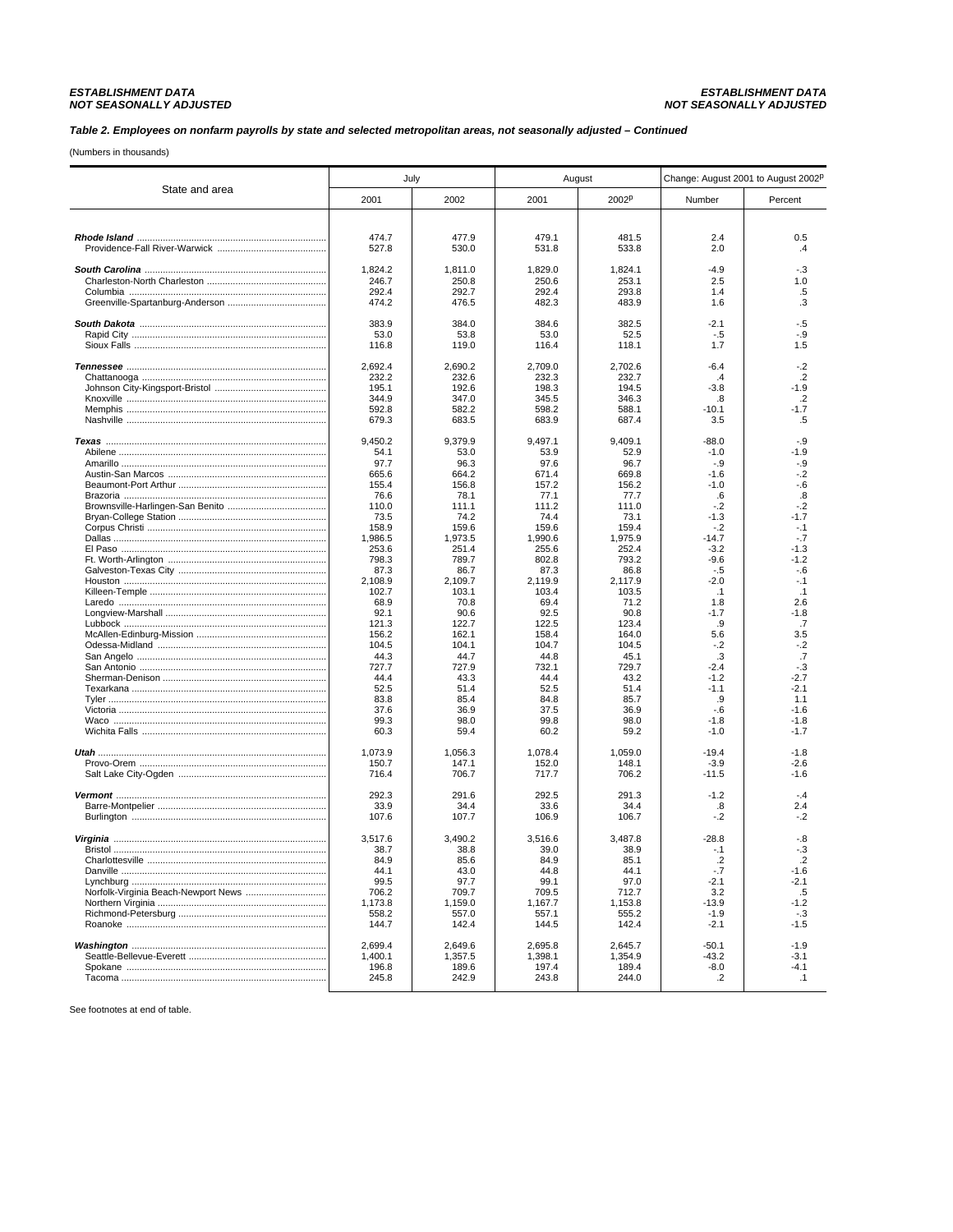ESTABLISHMENT DATA
NOT SEASONALLY ADJUSTED

### *Table 2. Employees on nonfarm payrolls by state and selected metropolitan areas, not seasonally adjusted – Continued*

(Numbers in thousands)

| State and area | July | | August | | Change: August 2001 to August 2002p | |
|---|---|---|---|---|---|---|
| | 2001 | 2002 | 2001 | 2002p | Number | Percent |
| ***Rhode Island*** | 474.7 | 477.9 | 479.1 | 481.5 | 2.4 | 0.5 |
| Providence-Fall River-Warwick | 527.8 | 530.0 | 531.8 | 533.8 | 2.0 | .4 |
| ***South Carolina*** | 1,824.2 | 1,811.0 | 1,829.0 | 1,824.1 | -4.9 | -.3 |
| Charleston-North Charleston | 246.7 | 250.8 | 250.6 | 253.1 | 2.5 | 1.0 |
| Columbia | 292.4 | 292.7 | 292.4 | 293.8 | 1.4 | .5 |
| Greenville-Spartanburg-Anderson | 474.2 | 476.5 | 482.3 | 483.9 | 1.6 | .3 |
| ***South Dakota*** | 383.9 | 384.0 | 384.6 | 382.5 | -2.1 | -.5 |
| Rapid City | 53.0 | 53.8 | 53.0 | 52.5 | -.5 | -.9 |
| Sioux Falls | 116.8 | 119.0 | 116.4 | 118.1 | 1.7 | 1.5 |
| ***Tennessee*** | 2,692.4 | 2,690.2 | 2,709.0 | 2,702.6 | -6.4 | -.2 |
| Chattanooga | 232.2 | 232.6 | 232.3 | 232.7 | .4 | .2 |
| Johnson City-Kingsport-Bristol | 195.1 | 192.6 | 198.3 | 194.5 | -3.8 | -1.9 |
| Knoxville | 344.9 | 347.0 | 345.5 | 346.3 | .8 | .2 |
| Memphis | 592.8 | 582.2 | 598.2 | 588.1 | -10.1 | -1.7 |
| Nashville | 679.3 | 683.5 | 683.9 | 687.4 | 3.5 | .5 |
| ***Texas*** | 9,450.2 | 9,379.9 | 9,497.1 | 9,409.1 | -88.0 | -.9 |
| Abilene | 54.1 | 53.0 | 53.9 | 52.9 | -1.0 | -1.9 |
| Amarillo | 97.7 | 96.3 | 97.6 | 96.7 | -.9 | -.9 |
| Austin-San Marcos | 665.6 | 664.2 | 671.4 | 669.8 | -1.6 | -.2 |
| Beaumont-Port Arthur | 155.4 | 156.8 | 157.2 | 156.2 | -1.0 | -.6 |
| Brazoria | 76.6 | 78.1 | 77.1 | 77.7 | .6 | .8 |
| Brownsville-Harlingen-San Benito | 110.0 | 111.1 | 111.2 | 111.0 | -.2 | -.2 |
| Bryan-College Station | 73.5 | 74.2 | 74.4 | 73.1 | -1.3 | -1.7 |
| Corpus Christi | 158.9 | 159.6 | 159.6 | 159.4 | -.2 | -.1 |
| Dallas | 1,986.5 | 1,973.5 | 1,990.6 | 1,975.9 | -14.7 | -.7 |
| El Paso | 253.6 | 251.4 | 255.6 | 252.4 | -3.2 | -1.3 |
| Ft. Worth-Arlington | 798.3 | 789.7 | 802.8 | 793.2 | -9.6 | -1.2 |
| Galveston-Texas City | 87.3 | 86.7 | 87.3 | 86.8 | -.5 | -.6 |
| Houston | 2,108.9 | 2,109.7 | 2,119.9 | 2,117.9 | -2.0 | -.1 |
| Killeen-Temple | 102.7 | 103.1 | 103.4 | 103.5 | .1 | .1 |
| Laredo | 68.9 | 70.8 | 69.4 | 71.2 | 1.8 | 2.6 |
| Longview-Marshall | 92.1 | 90.6 | 92.5 | 90.8 | -1.7 | -1.8 |
| Lubbock | 121.3 | 122.7 | 122.5 | 123.4 | .9 | .7 |
| McAllen-Edinburg-Mission | 156.2 | 162.1 | 158.4 | 164.0 | 5.6 | 3.5 |
| Odessa-Midland | 104.5 | 104.1 | 104.7 | 104.5 | -.2 | -.2 |
| San Angelo | 44.3 | 44.7 | 44.8 | 45.1 | .3 | .7 |
| San Antonio | 727.7 | 727.9 | 732.1 | 729.7 | -2.4 | -.3 |
| Sherman-Denison | 44.4 | 43.3 | 44.4 | 43.2 | -1.2 | -2.7 |
| Texarkana | 52.5 | 51.4 | 52.5 | 51.4 | -1.1 | -2.1 |
| Tyler | 83.8 | 85.4 | 84.8 | 85.7 | .9 | 1.1 |
| Victoria | 37.6 | 36.9 | 37.5 | 36.9 | -.6 | -1.6 |
| Waco | 99.3 | 98.0 | 99.8 | 98.0 | -1.8 | -1.8 |
| Wichita Falls | 60.3 | 59.4 | 60.2 | 59.2 | -1.0 | -1.7 |
| ***Utah*** | 1,073.9 | 1,056.3 | 1,078.4 | 1,059.0 | -19.4 | -1.8 |
| Provo-Orem | 150.7 | 147.1 | 152.0 | 148.1 | -3.9 | -2.6 |
| Salt Lake City-Ogden | 716.4 | 706.7 | 717.7 | 706.2 | -11.5 | -1.6 |
| ***Vermont*** | 292.3 | 291.6 | 292.5 | 291.3 | -1.2 | -.4 |
| Barre-Montpelier | 33.9 | 34.4 | 33.6 | 34.4 | .8 | 2.4 |
| Burlington | 107.6 | 107.7 | 106.9 | 106.7 | -.2 | -.2 |
| ***Virginia*** | 3,517.6 | 3,490.2 | 3,516.6 | 3,487.8 | -28.8 | -.8 |
| Bristol | 38.7 | 38.8 | 39.0 | 38.9 | -.1 | -.3 |
| Charlottesville | 84.9 | 85.6 | 84.9 | 85.1 | .2 | .2 |
| Danville | 44.1 | 43.0 | 44.8 | 44.1 | -.7 | -1.6 |
| Lynchburg | 99.5 | 97.7 | 99.1 | 97.0 | -2.1 | -2.1 |
| Norfolk-Virginia Beach-Newport News | 706.2 | 709.7 | 709.5 | 712.7 | 3.2 | .5 |
| Northern Virginia | 1,173.8 | 1,159.0 | 1,167.7 | 1,153.8 | -13.9 | -1.2 |
| Richmond-Petersburg | 558.2 | 557.0 | 557.1 | 555.2 | -1.9 | -.3 |
| Roanoke | 144.7 | 142.4 | 144.5 | 142.4 | -2.1 | -1.5 |
| ***Washington*** | 2,699.4 | 2,649.6 | 2,695.8 | 2,645.7 | -50.1 | -1.9 |
| Seattle-Bellevue-Everett | 1,400.1 | 1,357.5 | 1,398.1 | 1,354.9 | -43.2 | -3.1 |
| Spokane | 196.8 | 189.6 | 197.4 | 189.4 | -8.0 | -4.1 |
| Tacoma | 245.8 | 242.9 | 243.8 | 244.0 | .2 | .1 |

See footnotes at end of table.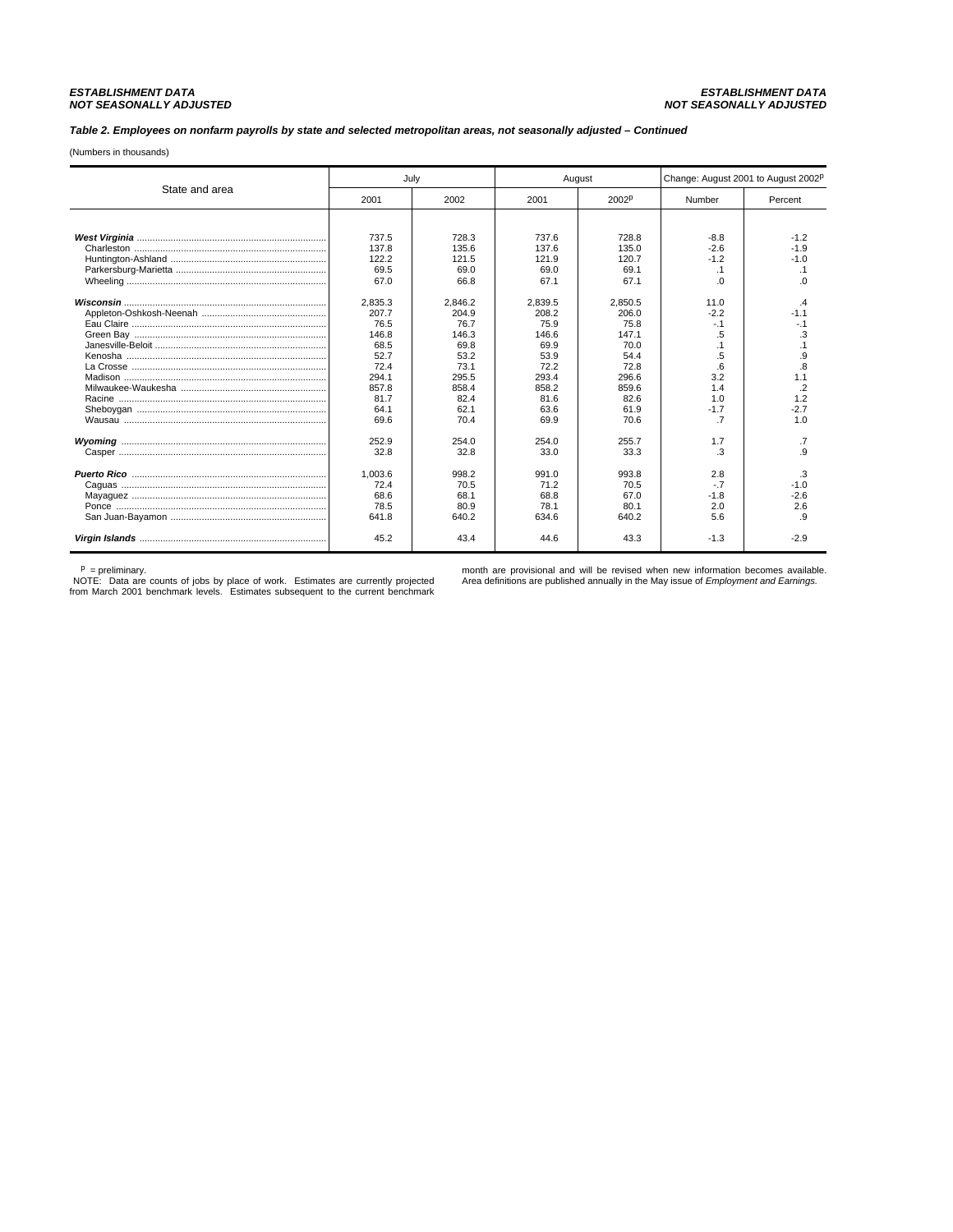### Table 2. Employees on nonfarm payrolls by state and selected metropolitan areas, not seasonally adjusted – Continued

(Numbers in thousands)

| State and area | July | | August | | Change: August 2001 to August 2002p | |
|---|---|---|---|---|---|---|
| | 2001 | 2002 | 2001 | 2002p | Number | Percent |
| ***West Virginia*** | 737.5 | 728.3 | 737.6 | 728.8 | -8.8 | -1.2 |
| Charleston | 137.8 | 135.6 | 137.6 | 135.0 | -2.6 | -1.9 |
| Huntington-Ashland | 122.2 | 121.5 | 121.9 | 120.7 | -1.2 | -1.0 |
| Parkersburg-Marietta | 69.5 | 69.0 | 69.0 | 69.1 | .1 | .1 |
| Wheeling | 67.0 | 66.8 | 67.1 | 67.1 | .0 | .0 |
| ***Wisconsin*** | 2,835.3 | 2,846.2 | 2,839.5 | 2,850.5 | 11.0 | .4 |
| Appleton-Oshkosh-Neenah | 207.7 | 204.9 | 208.2 | 206.0 | -2.2 | -1.1 |
| Eau Claire | 76.5 | 76.7 | 75.9 | 75.8 | -.1 | -.1 |
| Green Bay | 146.8 | 146.3 | 146.6 | 147.1 | .5 | .3 |
| Janesville-Beloit | 68.5 | 69.8 | 69.9 | 70.0 | .1 | .1 |
| Kenosha | 52.7 | 53.2 | 53.9 | 54.4 | .5 | .9 |
| La Crosse | 72.4 | 73.1 | 72.2 | 72.8 | .6 | .8 |
| Madison | 294.1 | 295.5 | 293.4 | 296.6 | 3.2 | 1.1 |
| Milwaukee-Waukesha | 857.8 | 858.4 | 858.2 | 859.6 | 1.4 | .2 |
| Racine | 81.7 | 82.4 | 81.6 | 82.6 | 1.0 | 1.2 |
| Sheboygan | 64.1 | 62.1 | 63.6 | 61.9 | -1.7 | -2.7 |
| Wausau | 69.6 | 70.4 | 69.9 | 70.6 | .7 | 1.0 |
| ***Wyoming*** | 252.9 | 254.0 | 254.0 | 255.7 | 1.7 | .7 |
| Casper | 32.8 | 32.8 | 33.0 | 33.3 | .3 | .9 |
| ***Puerto Rico*** | 1,003.6 | 998.2 | 991.0 | 993.8 | 2.8 | .3 |
| Caguas | 72.4 | 70.5 | 71.2 | 70.5 | -.7 | -1.0 |
| Mayaguez | 68.6 | 68.1 | 68.8 | 67.0 | -1.8 | -2.6 |
| Ponce | 78.5 | 80.9 | 78.1 | 80.1 | 2.0 | 2.6 |
| San Juan-Bayamon | 641.8 | 640.2 | 634.6 | 640.2 | 5.6 | .9 |
| ***Virgin Islands*** | 45.2 | 43.4 | 44.6 | 43.3 | -1.3 | -2.9 |

p = preliminary.

NOTE: Data are counts of jobs by place of work. Estimates are currently projected from March 2001 benchmark levels. Estimates subsequent to the current benchmark month are provisional and will be revised when new information becomes available. Area definitions are published annually in the May issue of *Employment and Earnings.*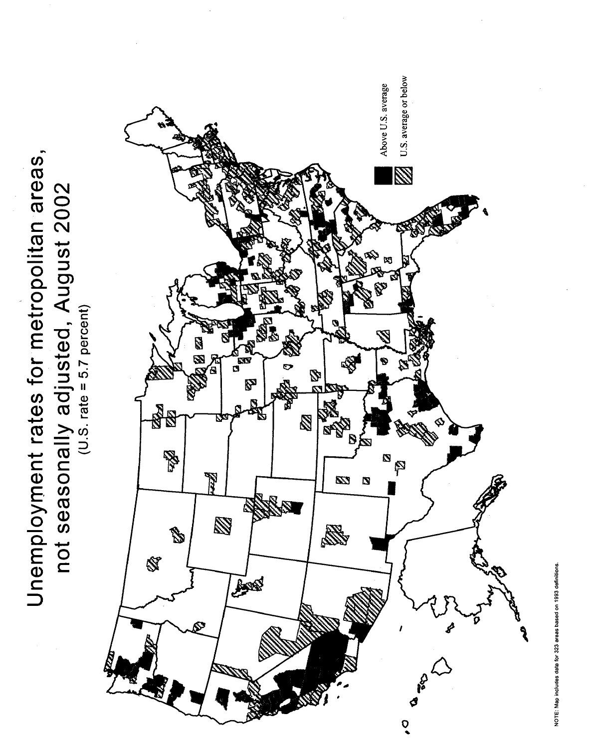# Unemployment rates for metropolitan areas, not seasonally adjusted, August 2002

(U.S. rate = 5.7 percent)

Above U.S. average

U.S. average or below

NOTE: Map includes data for 323 areas based on 1993 definitions.